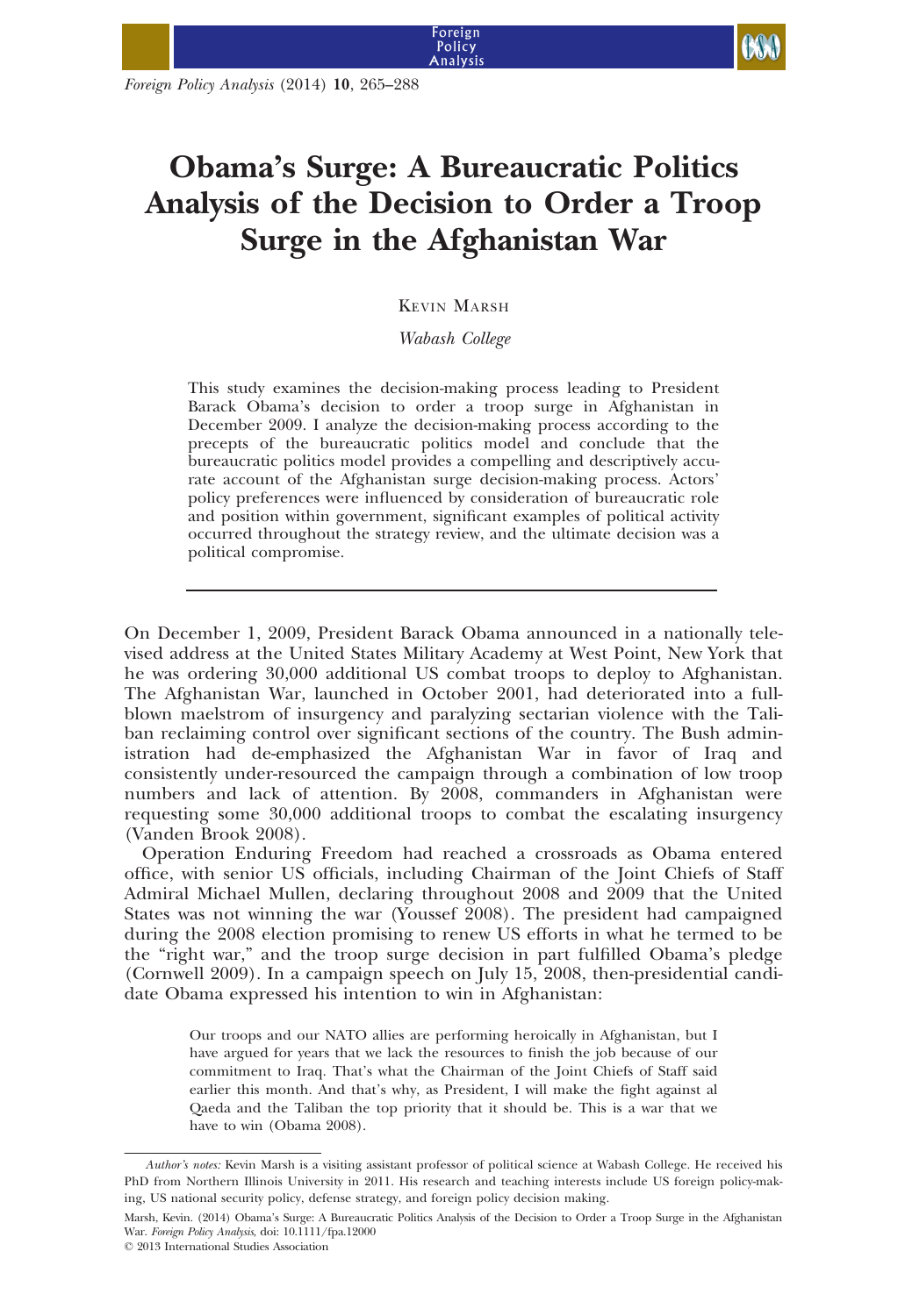# Obama's Surge: A Bureaucratic Politics Analysis of the Decision to Order a Troop Surge in the Afghanistan War

Kevin Marsh

*Wabash College*

This study examines the decision-making process leading to President Barack Obama's decision to order a troop surge in Afghanistan in December 2009. I analyze the decision-making process according to the precepts of the bureaucratic politics model and conclude that the bureaucratic politics model provides a compelling and descriptively accurate account of the Afghanistan surge decision-making process. Actors' policy preferences were influenced by consideration of bureaucratic role and position within government, significant examples of political activity occurred throughout the strategy review, and the ultimate decision was a political compromise.

On December 1, 2009, President Barack Obama announced in a nationally televised address at the United States Military Academy at West Point, New York that he was ordering 30,000 additional US combat troops to deploy to Afghanistan. The Afghanistan War, launched in October 2001, had deteriorated into a full-blown maelstrom of insurgency and paralyzing sectarian violence with the Taliban reclaiming control over significant sections of the country. The Bush administration had de-emphasized the Afghanistan War in favor of Iraq and consistently under-resourced the campaign through a combination of low troop numbers and lack of attention. By 2008, commanders in Afghanistan were requesting some 30,000 additional troops to combat the escalating insurgency (Vanden Brook 2008).

Operation Enduring Freedom had reached a crossroads as Obama entered office, with senior US officials, including Chairman of the Joint Chiefs of Staff Admiral Michael Mullen, declaring throughout 2008 and 2009 that the United States was not winning the war (Youssef 2008). The president had campaigned during the 2008 election promising to renew US efforts in what he termed to be the "right war," and the troop surge decision in part fulfilled Obama's pledge (Cornwell 2009). In a campaign speech on July 15, 2008, then-presidential candidate Obama expressed his intention to win in Afghanistan:

> Our troops and our NATO allies are performing heroically in Afghanistan, but I have argued for years that we lack the resources to finish the job because of our commitment to Iraq. That's what the Chairman of the Joint Chiefs of Staff said earlier this month. And that's why, as President, I will make the fight against al Qaeda and the Taliban the top priority that it should be. This is a war that we have to win (Obama 2008).

---

*Author's notes:* Kevin Marsh is a visiting assistant professor of political science at Wabash College. He received his PhD from Northern Illinois University in 2011. His research and teaching interests include US foreign policy-making, US national security policy, defense strategy, and foreign policy decision making.

Marsh, Kevin. (2014) Obama's Surge: A Bureaucratic Politics Analysis of the Decision to Order a Troop Surge in the Afghanistan War. *Foreign Policy Analysis*, doi: 10.1111/fpa.12000

© 2013 International Studies Association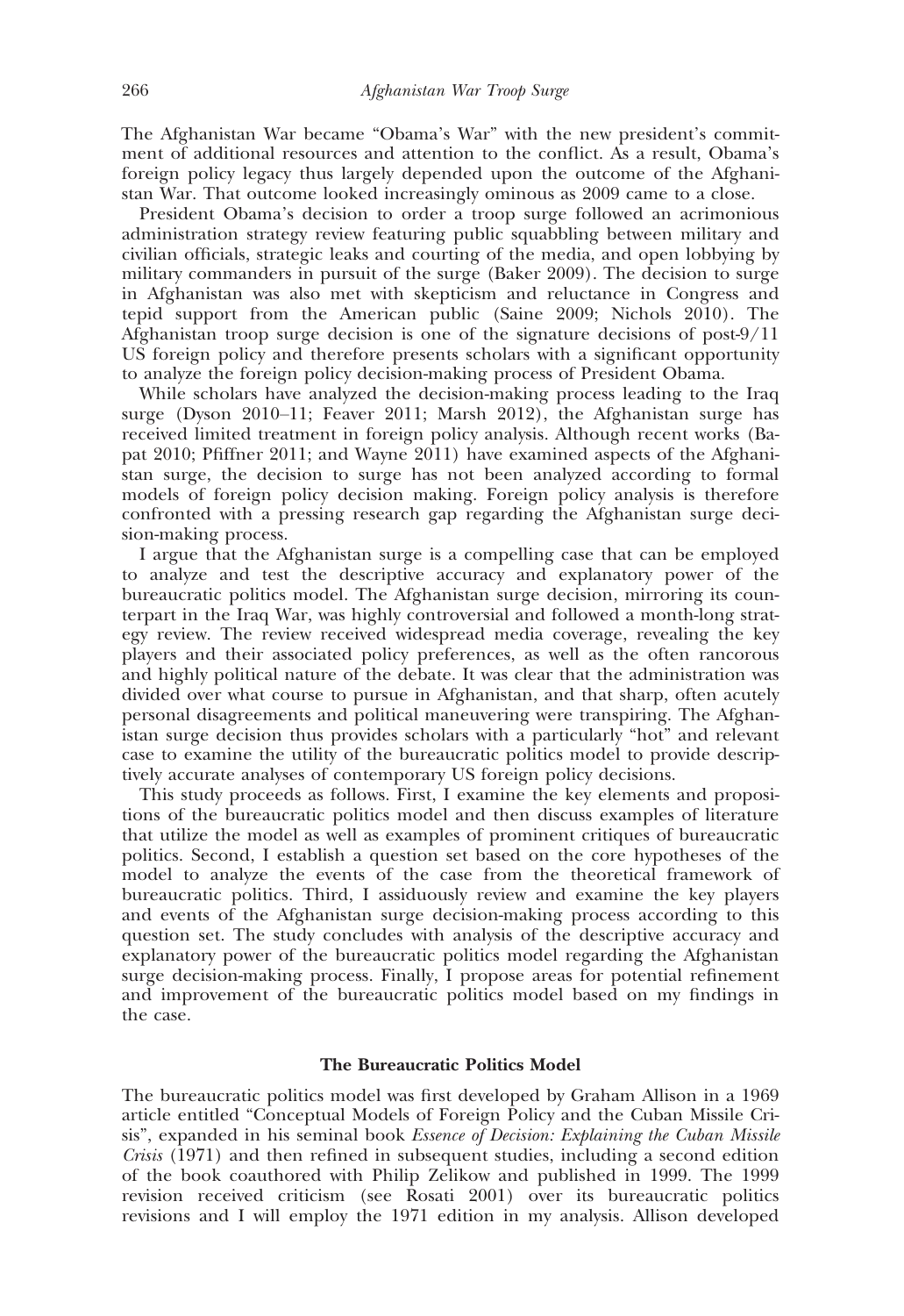The Afghanistan War became "Obama's War" with the new president's commitment of additional resources and attention to the conflict. As a result, Obama's foreign policy legacy thus largely depended upon the outcome of the Afghanistan War. That outcome looked increasingly ominous as 2009 came to a close.

President Obama's decision to order a troop surge followed an acrimonious administration strategy review featuring public squabbling between military and civilian officials, strategic leaks and courting of the media, and open lobbying by military commanders in pursuit of the surge (Baker 2009). The decision to surge in Afghanistan was also met with skepticism and reluctance in Congress and tepid support from the American public (Saine 2009; Nichols 2010). The Afghanistan troop surge decision is one of the signature decisions of post-9/11 US foreign policy and therefore presents scholars with a significant opportunity to analyze the foreign policy decision-making process of President Obama.

While scholars have analyzed the decision-making process leading to the Iraq surge (Dyson 2010–11; Feaver 2011; Marsh 2012), the Afghanistan surge has received limited treatment in foreign policy analysis. Although recent works (Bapat 2010; Pfiffner 2011; and Wayne 2011) have examined aspects of the Afghanistan surge, the decision to surge has not been analyzed according to formal models of foreign policy decision making. Foreign policy analysis is therefore confronted with a pressing research gap regarding the Afghanistan surge decision-making process.

I argue that the Afghanistan surge is a compelling case that can be employed to analyze and test the descriptive accuracy and explanatory power of the bureaucratic politics model. The Afghanistan surge decision, mirroring its counterpart in the Iraq War, was highly controversial and followed a month-long strategy review. The review received widespread media coverage, revealing the key players and their associated policy preferences, as well as the often rancorous and highly political nature of the debate. It was clear that the administration was divided over what course to pursue in Afghanistan, and that sharp, often acutely personal disagreements and political maneuvering were transpiring. The Afghanistan surge decision thus provides scholars with a particularly "hot" and relevant case to examine the utility of the bureaucratic politics model to provide descriptively accurate analyses of contemporary US foreign policy decisions.

This study proceeds as follows. First, I examine the key elements and propositions of the bureaucratic politics model and then discuss examples of literature that utilize the model as well as examples of prominent critiques of bureaucratic politics. Second, I establish a question set based on the core hypotheses of the model to analyze the events of the case from the theoretical framework of bureaucratic politics. Third, I assiduously review and examine the key players and events of the Afghanistan surge decision-making process according to this question set. The study concludes with analysis of the descriptive accuracy and explanatory power of the bureaucratic politics model regarding the Afghanistan surge decision-making process. Finally, I propose areas for potential refinement and improvement of the bureaucratic politics model based on my findings in the case.

## The Bureaucratic Politics Model

The bureaucratic politics model was first developed by Graham Allison in a 1969 article entitled "Conceptual Models of Foreign Policy and the Cuban Missile Crisis", expanded in his seminal book *Essence of Decision: Explaining the Cuban Missile Crisis* (1971) and then refined in subsequent studies, including a second edition of the book coauthored with Philip Zelikow and published in 1999. The 1999 revision received criticism (see Rosati 2001) over its bureaucratic politics revisions and I will employ the 1971 edition in my analysis. Allison developed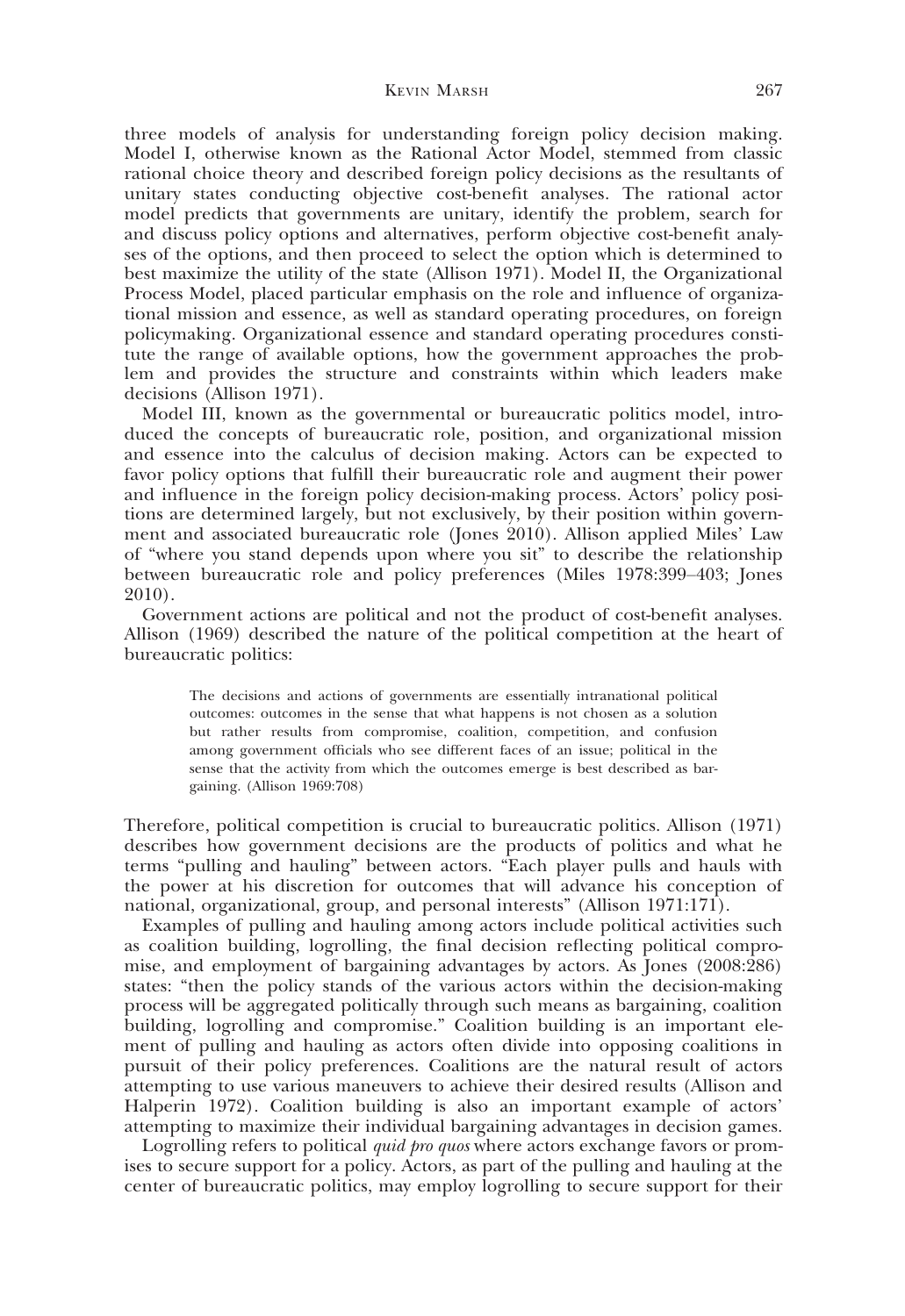three models of analysis for understanding foreign policy decision making. Model I, otherwise known as the Rational Actor Model, stemmed from classic rational choice theory and described foreign policy decisions as the resultants of unitary states conducting objective cost-benefit analyses. The rational actor model predicts that governments are unitary, identify the problem, search for and discuss policy options and alternatives, perform objective cost-benefit analyses of the options, and then proceed to select the option which is determined to best maximize the utility of the state (Allison 1971). Model II, the Organizational Process Model, placed particular emphasis on the role and influence of organizational mission and essence, as well as standard operating procedures, on foreign policymaking. Organizational essence and standard operating procedures constitute the range of available options, how the government approaches the problem and provides the structure and constraints within which leaders make decisions (Allison 1971).

Model III, known as the governmental or bureaucratic politics model, introduced the concepts of bureaucratic role, position, and organizational mission and essence into the calculus of decision making. Actors can be expected to favor policy options that fulfill their bureaucratic role and augment their power and influence in the foreign policy decision-making process. Actors' policy positions are determined largely, but not exclusively, by their position within government and associated bureaucratic role (Jones 2010). Allison applied Miles' Law of "where you stand depends upon where you sit" to describe the relationship between bureaucratic role and policy preferences (Miles 1978:399–403; Jones 2010).

Government actions are political and not the product of cost-benefit analyses. Allison (1969) described the nature of the political competition at the heart of bureaucratic politics:

> The decisions and actions of governments are essentially intranational political outcomes: outcomes in the sense that what happens is not chosen as a solution but rather results from compromise, coalition, competition, and confusion among government officials who see different faces of an issue; political in the sense that the activity from which the outcomes emerge is best described as bargaining. (Allison 1969:708)

Therefore, political competition is crucial to bureaucratic politics. Allison (1971) describes how government decisions are the products of politics and what he terms "pulling and hauling" between actors. "Each player pulls and hauls with the power at his discretion for outcomes that will advance his conception of national, organizational, group, and personal interests" (Allison 1971:171).

Examples of pulling and hauling among actors include political activities such as coalition building, logrolling, the final decision reflecting political compromise, and employment of bargaining advantages by actors. As Jones (2008:286) states: "then the policy stands of the various actors within the decision-making process will be aggregated politically through such means as bargaining, coalition building, logrolling and compromise." Coalition building is an important element of pulling and hauling as actors often divide into opposing coalitions in pursuit of their policy preferences. Coalitions are the natural result of actors attempting to use various maneuvers to achieve their desired results (Allison and Halperin 1972). Coalition building is also an important example of actors' attempting to maximize their individual bargaining advantages in decision games.

Logrolling refers to political *quid pro quos* where actors exchange favors or promises to secure support for a policy. Actors, as part of the pulling and hauling at the center of bureaucratic politics, may employ logrolling to secure support for their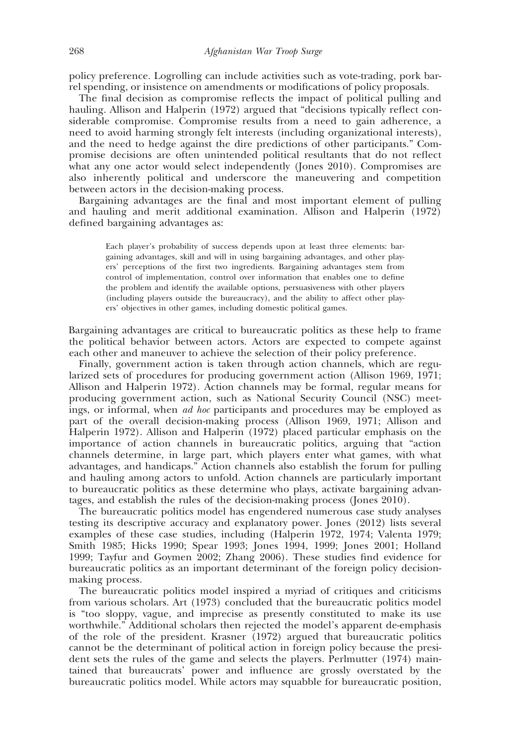policy preference. Logrolling can include activities such as vote-trading, pork barrel spending, or insistence on amendments or modifications of policy proposals.

The final decision as compromise reflects the impact of political pulling and hauling. Allison and Halperin (1972) argued that "decisions typically reflect considerable compromise. Compromise results from a need to gain adherence, a need to avoid harming strongly felt interests (including organizational interests), and the need to hedge against the dire predictions of other participants." Compromise decisions are often unintended political resultants that do not reflect what any one actor would select independently (Jones 2010). Compromises are also inherently political and underscore the maneuvering and competition between actors in the decision-making process.

Bargaining advantages are the final and most important element of pulling and hauling and merit additional examination. Allison and Halperin (1972) defined bargaining advantages as:

> Each player's probability of success depends upon at least three elements: bargaining advantages, skill and will in using bargaining advantages, and other players' perceptions of the first two ingredients. Bargaining advantages stem from control of implementation, control over information that enables one to define the problem and identify the available options, persuasiveness with other players (including players outside the bureaucracy), and the ability to affect other players' objectives in other games, including domestic political games.

Bargaining advantages are critical to bureaucratic politics as these help to frame the political behavior between actors. Actors are expected to compete against each other and maneuver to achieve the selection of their policy preference.

Finally, government action is taken through action channels, which are regularized sets of procedures for producing government action (Allison 1969, 1971; Allison and Halperin 1972). Action channels may be formal, regular means for producing government action, such as National Security Council (NSC) meetings, or informal, when *ad hoc* participants and procedures may be employed as part of the overall decision-making process (Allison 1969, 1971; Allison and Halperin 1972). Allison and Halperin (1972) placed particular emphasis on the importance of action channels in bureaucratic politics, arguing that "action channels determine, in large part, which players enter what games, with what advantages, and handicaps." Action channels also establish the forum for pulling and hauling among actors to unfold. Action channels are particularly important to bureaucratic politics as these determine who plays, activate bargaining advantages, and establish the rules of the decision-making process (Jones 2010).

The bureaucratic politics model has engendered numerous case study analyses testing its descriptive accuracy and explanatory power. Jones (2012) lists several examples of these case studies, including (Halperin 1972, 1974; Valenta 1979; Smith 1985; Hicks 1990; Spear 1993; Jones 1994, 1999; Jones 2001; Holland 1999; Tayfur and Goymen 2002; Zhang 2006). These studies find evidence for bureaucratic politics as an important determinant of the foreign policy decision-making process.

The bureaucratic politics model inspired a myriad of critiques and criticisms from various scholars. Art (1973) concluded that the bureaucratic politics model is "too sloppy, vague, and imprecise as presently constituted to make its use worthwhile." Additional scholars then rejected the model's apparent de-emphasis of the role of the president. Krasner (1972) argued that bureaucratic politics cannot be the determinant of political action in foreign policy because the president sets the rules of the game and selects the players. Perlmutter (1974) maintained that bureaucrats' power and influence are grossly overstated by the bureaucratic politics model. While actors may squabble for bureaucratic position,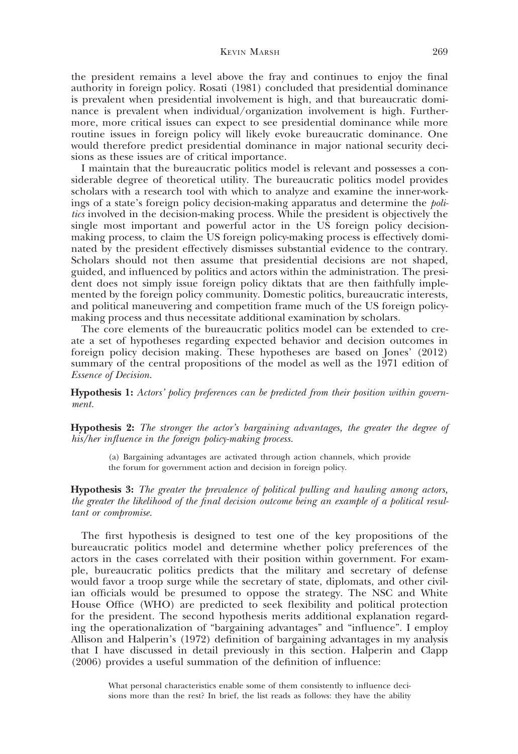the president remains a level above the fray and continues to enjoy the final authority in foreign policy. Rosati (1981) concluded that presidential dominance is prevalent when presidential involvement is high, and that bureaucratic dominance is prevalent when individual/organization involvement is high. Furthermore, more critical issues can expect to see presidential dominance while more routine issues in foreign policy will likely evoke bureaucratic dominance. One would therefore predict presidential dominance in major national security decisions as these issues are of critical importance.

I maintain that the bureaucratic politics model is relevant and possesses a considerable degree of theoretical utility. The bureaucratic politics model provides scholars with a research tool with which to analyze and examine the inner-workings of a state's foreign policy decision-making apparatus and determine the *politics* involved in the decision-making process. While the president is objectively the single most important and powerful actor in the US foreign policy decision-making process, to claim the US foreign policy-making process is effectively dominated by the president effectively dismisses substantial evidence to the contrary. Scholars should not then assume that presidential decisions are not shaped, guided, and influenced by politics and actors within the administration. The president does not simply issue foreign policy diktats that are then faithfully implemented by the foreign policy community. Domestic politics, bureaucratic interests, and political maneuvering and competition frame much of the US foreign policy-making process and thus necessitate additional examination by scholars.

The core elements of the bureaucratic politics model can be extended to create a set of hypotheses regarding expected behavior and decision outcomes in foreign policy decision making. These hypotheses are based on Jones' (2012) summary of the central propositions of the model as well as the 1971 edition of *Essence of Decision*.

**Hypothesis 1:** *Actors' policy preferences can be predicted from their position within government.*

**Hypothesis 2:** *The stronger the actor's bargaining advantages, the greater the degree of his/her influence in the foreign policy-making process.*

> (a) Bargaining advantages are activated through action channels, which provide the forum for government action and decision in foreign policy.

**Hypothesis 3:** *The greater the prevalence of political pulling and hauling among actors, the greater the likelihood of the final decision outcome being an example of a political resultant or compromise.*

The first hypothesis is designed to test one of the key propositions of the bureaucratic politics model and determine whether policy preferences of the actors in the cases correlated with their position within government. For example, bureaucratic politics predicts that the military and secretary of defense would favor a troop surge while the secretary of state, diplomats, and other civilian officials would be presumed to oppose the strategy. The NSC and White House Office (WHO) are predicted to seek flexibility and political protection for the president. The second hypothesis merits additional explanation regarding the operationalization of "bargaining advantages" and "influence". I employ Allison and Halperin's (1972) definition of bargaining advantages in my analysis that I have discussed in detail previously in this section. Halperin and Clapp (2006) provides a useful summation of the definition of influence:

> What personal characteristics enable some of them consistently to influence decisions more than the rest? In brief, the list reads as follows: they have the ability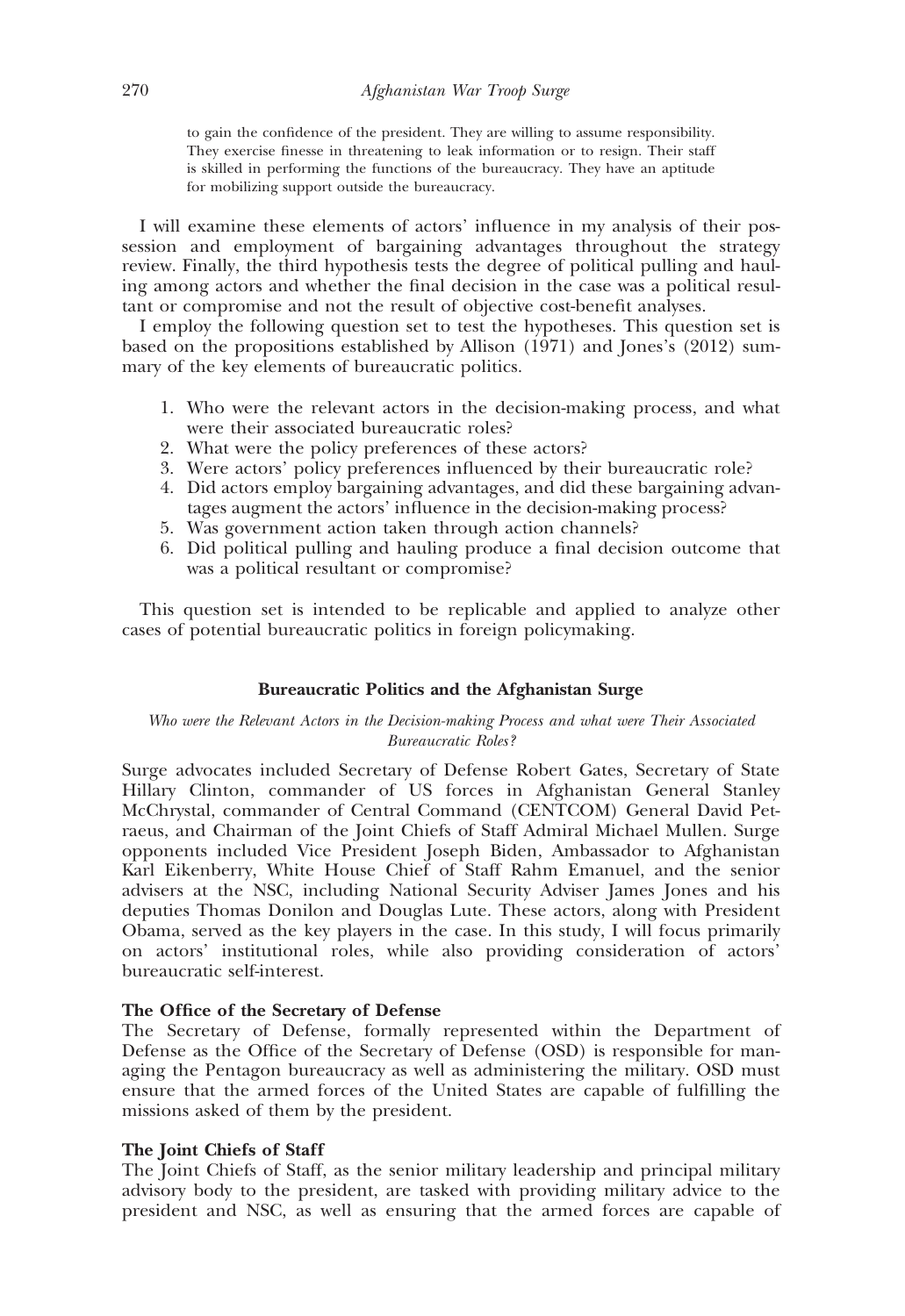> to gain the confidence of the president. They are willing to assume responsibility. They exercise finesse in threatening to leak information or to resign. Their staff is skilled in performing the functions of the bureaucracy. They have an aptitude for mobilizing support outside the bureaucracy.

I will examine these elements of actors' influence in my analysis of their possession and employment of bargaining advantages throughout the strategy review. Finally, the third hypothesis tests the degree of political pulling and hauling among actors and whether the final decision in the case was a political resultant or compromise and not the result of objective cost-benefit analyses.

I employ the following question set to test the hypotheses. This question set is based on the propositions established by Allison (1971) and Jones's (2012) summary of the key elements of bureaucratic politics.

1. Who were the relevant actors in the decision-making process, and what were their associated bureaucratic roles?
2. What were the policy preferences of these actors?
3. Were actors' policy preferences influenced by their bureaucratic role?
4. Did actors employ bargaining advantages, and did these bargaining advantages augment the actors' influence in the decision-making process?
5. Was government action taken through action channels?
6. Did political pulling and hauling produce a final decision outcome that was a political resultant or compromise?

This question set is intended to be replicable and applied to analyze other cases of potential bureaucratic politics in foreign policymaking.

## Bureaucratic Politics and the Afghanistan Surge

### *Who were the Relevant Actors in the Decision-making Process and what were Their Associated Bureaucratic Roles?*

Surge advocates included Secretary of Defense Robert Gates, Secretary of State Hillary Clinton, commander of US forces in Afghanistan General Stanley McChrystal, commander of Central Command (CENTCOM) General David Petraeus, and Chairman of the Joint Chiefs of Staff Admiral Michael Mullen. Surge opponents included Vice President Joseph Biden, Ambassador to Afghanistan Karl Eikenberry, White House Chief of Staff Rahm Emanuel, and the senior advisers at the NSC, including National Security Adviser James Jones and his deputies Thomas Donilon and Douglas Lute. These actors, along with President Obama, served as the key players in the case. In this study, I will focus primarily on actors' institutional roles, while also providing consideration of actors' bureaucratic self-interest.

#### The Office of the Secretary of Defense

The Secretary of Defense, formally represented within the Department of Defense as the Office of the Secretary of Defense (OSD) is responsible for managing the Pentagon bureaucracy as well as administering the military. OSD must ensure that the armed forces of the United States are capable of fulfilling the missions asked of them by the president.

#### The Joint Chiefs of Staff

The Joint Chiefs of Staff, as the senior military leadership and principal military advisory body to the president, are tasked with providing military advice to the president and NSC, as well as ensuring that the armed forces are capable of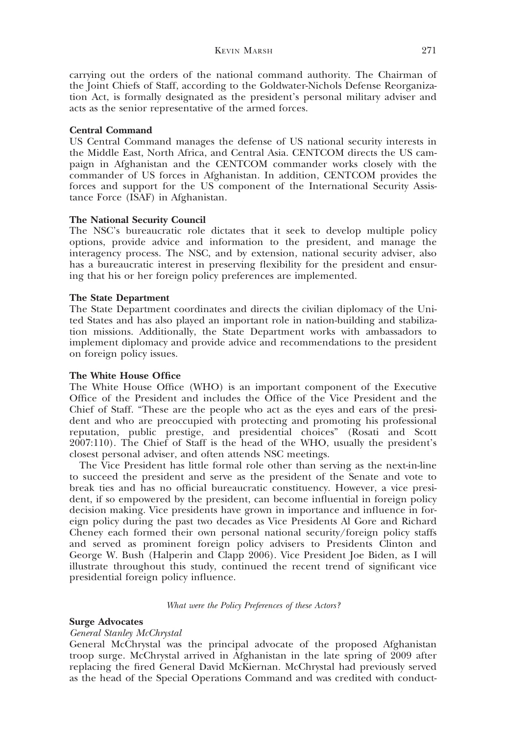carrying out the orders of the national command authority. The Chairman of the Joint Chiefs of Staff, according to the Goldwater-Nichols Defense Reorganization Act, is formally designated as the president's personal military adviser and acts as the senior representative of the armed forces.

**Central Command**

US Central Command manages the defense of US national security interests in the Middle East, North Africa, and Central Asia. CENTCOM directs the US campaign in Afghanistan and the CENTCOM commander works closely with the commander of US forces in Afghanistan. In addition, CENTCOM provides the forces and support for the US component of the International Security Assistance Force (ISAF) in Afghanistan.

**The National Security Council**

The NSC's bureaucratic role dictates that it seek to develop multiple policy options, provide advice and information to the president, and manage the interagency process. The NSC, and by extension, national security adviser, also has a bureaucratic interest in preserving flexibility for the president and ensuring that his or her foreign policy preferences are implemented.

**The State Department**

The State Department coordinates and directs the civilian diplomacy of the United States and has also played an important role in nation-building and stabilization missions. Additionally, the State Department works with ambassadors to implement diplomacy and provide advice and recommendations to the president on foreign policy issues.

**The White House Office**

The White House Office (WHO) is an important component of the Executive Office of the President and includes the Office of the Vice President and the Chief of Staff. "These are the people who act as the eyes and ears of the president and who are preoccupied with protecting and promoting his professional reputation, public prestige, and presidential choices" (Rosati and Scott 2007:110). The Chief of Staff is the head of the WHO, usually the president's closest personal adviser, and often attends NSC meetings.

The Vice President has little formal role other than serving as the next-in-line to succeed the president and serve as the president of the Senate and vote to break ties and has no official bureaucratic constituency. However, a vice president, if so empowered by the president, can become influential in foreign policy decision making. Vice presidents have grown in importance and influence in foreign policy during the past two decades as Vice Presidents Al Gore and Richard Cheney each formed their own personal national security/foreign policy staffs and served as prominent foreign policy advisers to Presidents Clinton and George W. Bush (Halperin and Clapp 2006). Vice President Joe Biden, as I will illustrate throughout this study, continued the recent trend of significant vice presidential foreign policy influence.

*What were the Policy Preferences of these Actors?*

**Surge Advocates**

*General Stanley McChrystal*

General McChrystal was the principal advocate of the proposed Afghanistan troop surge. McChrystal arrived in Afghanistan in the late spring of 2009 after replacing the fired General David McKiernan. McChrystal had previously served as the head of the Special Operations Command and was credited with conduct-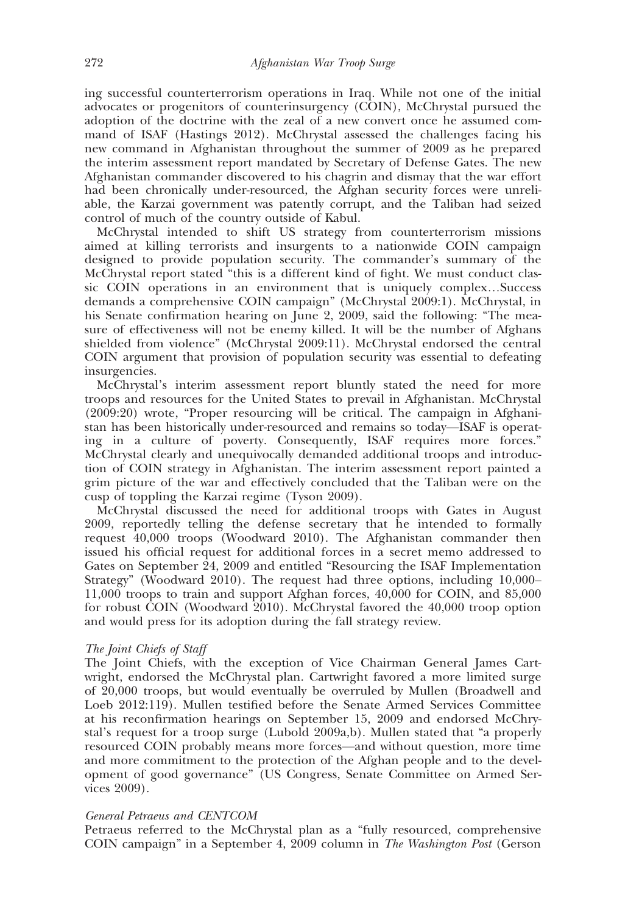ing successful counterterrorism operations in Iraq. While not one of the initial advocates or progenitors of counterinsurgency (COIN), McChrystal pursued the adoption of the doctrine with the zeal of a new convert once he assumed command of ISAF (Hastings 2012). McChrystal assessed the challenges facing his new command in Afghanistan throughout the summer of 2009 as he prepared the interim assessment report mandated by Secretary of Defense Gates. The new Afghanistan commander discovered to his chagrin and dismay that the war effort had been chronically under-resourced, the Afghan security forces were unreliable, the Karzai government was patently corrupt, and the Taliban had seized control of much of the country outside of Kabul.

McChrystal intended to shift US strategy from counterterrorism missions aimed at killing terrorists and insurgents to a nationwide COIN campaign designed to provide population security. The commander's summary of the McChrystal report stated "this is a different kind of fight. We must conduct classic COIN operations in an environment that is uniquely complex…Success demands a comprehensive COIN campaign" (McChrystal 2009:1). McChrystal, in his Senate confirmation hearing on June 2, 2009, said the following: "The measure of effectiveness will not be enemy killed. It will be the number of Afghans shielded from violence" (McChrystal 2009:11). McChrystal endorsed the central COIN argument that provision of population security was essential to defeating insurgencies.

McChrystal's interim assessment report bluntly stated the need for more troops and resources for the United States to prevail in Afghanistan. McChrystal (2009:20) wrote, "Proper resourcing will be critical. The campaign in Afghanistan has been historically under-resourced and remains so today—ISAF is operating in a culture of poverty. Consequently, ISAF requires more forces." McChrystal clearly and unequivocally demanded additional troops and introduction of COIN strategy in Afghanistan. The interim assessment report painted a grim picture of the war and effectively concluded that the Taliban were on the cusp of toppling the Karzai regime (Tyson 2009).

McChrystal discussed the need for additional troops with Gates in August 2009, reportedly telling the defense secretary that he intended to formally request 40,000 troops (Woodward 2010). The Afghanistan commander then issued his official request for additional forces in a secret memo addressed to Gates on September 24, 2009 and entitled "Resourcing the ISAF Implementation Strategy" (Woodward 2010). The request had three options, including 10,000–11,000 troops to train and support Afghan forces, 40,000 for COIN, and 85,000 for robust COIN (Woodward 2010). McChrystal favored the 40,000 troop option and would press for its adoption during the fall strategy review.

*The Joint Chiefs of Staff*

The Joint Chiefs, with the exception of Vice Chairman General James Cartwright, endorsed the McChrystal plan. Cartwright favored a more limited surge of 20,000 troops, but would eventually be overruled by Mullen (Broadwell and Loeb 2012:119). Mullen testified before the Senate Armed Services Committee at his reconfirmation hearings on September 15, 2009 and endorsed McChrystal's request for a troop surge (Lubold 2009a,b). Mullen stated that "a properly resourced COIN probably means more forces—and without question, more time and more commitment to the protection of the Afghan people and to the development of good governance" (US Congress, Senate Committee on Armed Services 2009).

*General Petraeus and CENTCOM*

Petraeus referred to the McChrystal plan as a "fully resourced, comprehensive COIN campaign" in a September 4, 2009 column in *The Washington Post* (Gerson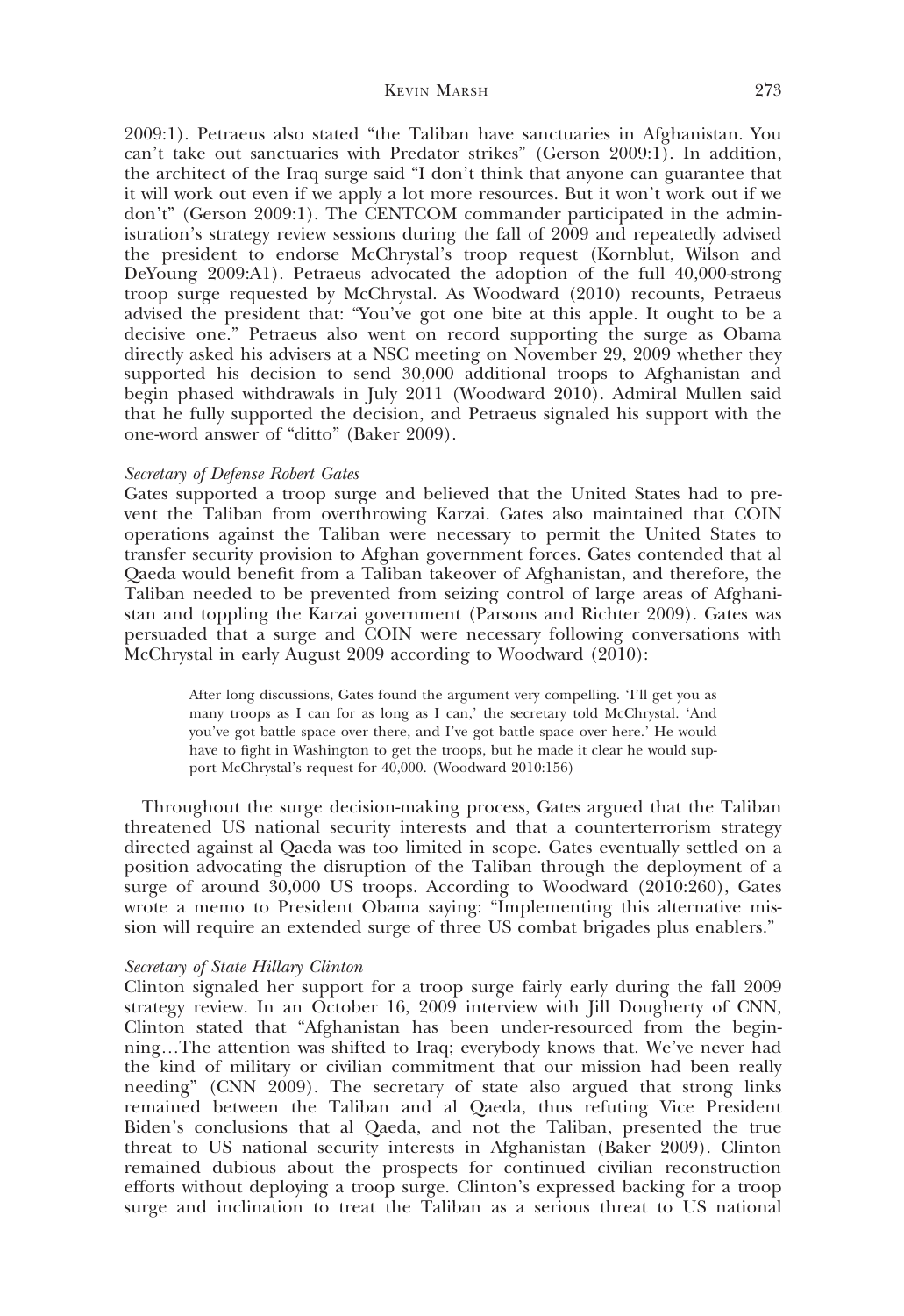2009:1). Petraeus also stated "the Taliban have sanctuaries in Afghanistan. You can't take out sanctuaries with Predator strikes" (Gerson 2009:1). In addition, the architect of the Iraq surge said "I don't think that anyone can guarantee that it will work out even if we apply a lot more resources. But it won't work out if we don't" (Gerson 2009:1). The CENTCOM commander participated in the administration's strategy review sessions during the fall of 2009 and repeatedly advised the president to endorse McChrystal's troop request (Kornblut, Wilson and DeYoung 2009:A1). Petraeus advocated the adoption of the full 40,000-strong troop surge requested by McChrystal. As Woodward (2010) recounts, Petraeus advised the president that: "You've got one bite at this apple. It ought to be a decisive one." Petraeus also went on record supporting the surge as Obama directly asked his advisers at a NSC meeting on November 29, 2009 whether they supported his decision to send 30,000 additional troops to Afghanistan and begin phased withdrawals in July 2011 (Woodward 2010). Admiral Mullen said that he fully supported the decision, and Petraeus signaled his support with the one-word answer of "ditto" (Baker 2009).

*Secretary of Defense Robert Gates*

Gates supported a troop surge and believed that the United States had to prevent the Taliban from overthrowing Karzai. Gates also maintained that COIN operations against the Taliban were necessary to permit the United States to transfer security provision to Afghan government forces. Gates contended that al Qaeda would benefit from a Taliban takeover of Afghanistan, and therefore, the Taliban needed to be prevented from seizing control of large areas of Afghanistan and toppling the Karzai government (Parsons and Richter 2009). Gates was persuaded that a surge and COIN were necessary following conversations with McChrystal in early August 2009 according to Woodward (2010):

> After long discussions, Gates found the argument very compelling. 'I'll get you as many troops as I can for as long as I can,' the secretary told McChrystal. 'And you've got battle space over there, and I've got battle space over here.' He would have to fight in Washington to get the troops, but he made it clear he would support McChrystal's request for 40,000. (Woodward 2010:156)

Throughout the surge decision-making process, Gates argued that the Taliban threatened US national security interests and that a counterterrorism strategy directed against al Qaeda was too limited in scope. Gates eventually settled on a position advocating the disruption of the Taliban through the deployment of a surge of around 30,000 US troops. According to Woodward (2010:260), Gates wrote a memo to President Obama saying: "Implementing this alternative mission will require an extended surge of three US combat brigades plus enablers."

*Secretary of State Hillary Clinton*

Clinton signaled her support for a troop surge fairly early during the fall 2009 strategy review. In an October 16, 2009 interview with Jill Dougherty of CNN, Clinton stated that "Afghanistan has been under-resourced from the beginning…The attention was shifted to Iraq; everybody knows that. We've never had the kind of military or civilian commitment that our mission had been really needing" (CNN 2009). The secretary of state also argued that strong links remained between the Taliban and al Qaeda, thus refuting Vice President Biden's conclusions that al Qaeda, and not the Taliban, presented the true threat to US national security interests in Afghanistan (Baker 2009). Clinton remained dubious about the prospects for continued civilian reconstruction efforts without deploying a troop surge. Clinton's expressed backing for a troop surge and inclination to treat the Taliban as a serious threat to US national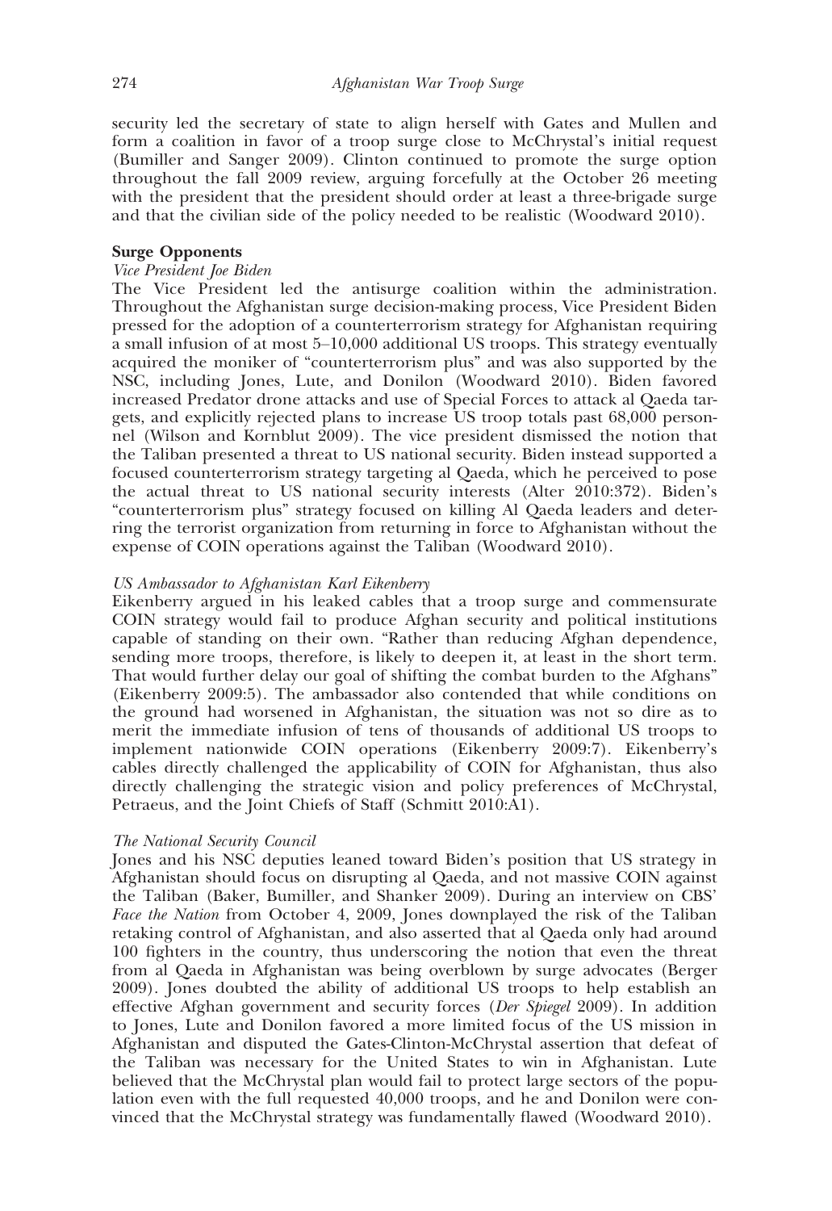security led the secretary of state to align herself with Gates and Mullen and form a coalition in favor of a troop surge close to McChrystal's initial request (Bumiller and Sanger 2009). Clinton continued to promote the surge option throughout the fall 2009 review, arguing forcefully at the October 26 meeting with the president that the president should order at least a three-brigade surge and that the civilian side of the policy needed to be realistic (Woodward 2010).

**Surge Opponents**

*Vice President Joe Biden*

The Vice President led the antisurge coalition within the administration. Throughout the Afghanistan surge decision-making process, Vice President Biden pressed for the adoption of a counterterrorism strategy for Afghanistan requiring a small infusion of at most 5–10,000 additional US troops. This strategy eventually acquired the moniker of "counterterrorism plus" and was also supported by the NSC, including Jones, Lute, and Donilon (Woodward 2010). Biden favored increased Predator drone attacks and use of Special Forces to attack al Qaeda targets, and explicitly rejected plans to increase US troop totals past 68,000 personnel (Wilson and Kornblut 2009). The vice president dismissed the notion that the Taliban presented a threat to US national security. Biden instead supported a focused counterterrorism strategy targeting al Qaeda, which he perceived to pose the actual threat to US national security interests (Alter 2010:372). Biden's "counterterrorism plus" strategy focused on killing Al Qaeda leaders and deterring the terrorist organization from returning in force to Afghanistan without the expense of COIN operations against the Taliban (Woodward 2010).

*US Ambassador to Afghanistan Karl Eikenberry*

Eikenberry argued in his leaked cables that a troop surge and commensurate COIN strategy would fail to produce Afghan security and political institutions capable of standing on their own. "Rather than reducing Afghan dependence, sending more troops, therefore, is likely to deepen it, at least in the short term. That would further delay our goal of shifting the combat burden to the Afghans" (Eikenberry 2009:5). The ambassador also contended that while conditions on the ground had worsened in Afghanistan, the situation was not so dire as to merit the immediate infusion of tens of thousands of additional US troops to implement nationwide COIN operations (Eikenberry 2009:7). Eikenberry's cables directly challenged the applicability of COIN for Afghanistan, thus also directly challenging the strategic vision and policy preferences of McChrystal, Petraeus, and the Joint Chiefs of Staff (Schmitt 2010:A1).

*The National Security Council*

Jones and his NSC deputies leaned toward Biden's position that US strategy in Afghanistan should focus on disrupting al Qaeda, and not massive COIN against the Taliban (Baker, Bumiller, and Shanker 2009). During an interview on CBS' *Face the Nation* from October 4, 2009, Jones downplayed the risk of the Taliban retaking control of Afghanistan, and also asserted that al Qaeda only had around 100 fighters in the country, thus underscoring the notion that even the threat from al Qaeda in Afghanistan was being overblown by surge advocates (Berger 2009). Jones doubted the ability of additional US troops to help establish an effective Afghan government and security forces (*Der Spiegel* 2009). In addition to Jones, Lute and Donilon favored a more limited focus of the US mission in Afghanistan and disputed the Gates-Clinton-McChrystal assertion that defeat of the Taliban was necessary for the United States to win in Afghanistan. Lute believed that the McChrystal plan would fail to protect large sectors of the population even with the full requested 40,000 troops, and he and Donilon were convinced that the McChrystal strategy was fundamentally flawed (Woodward 2010).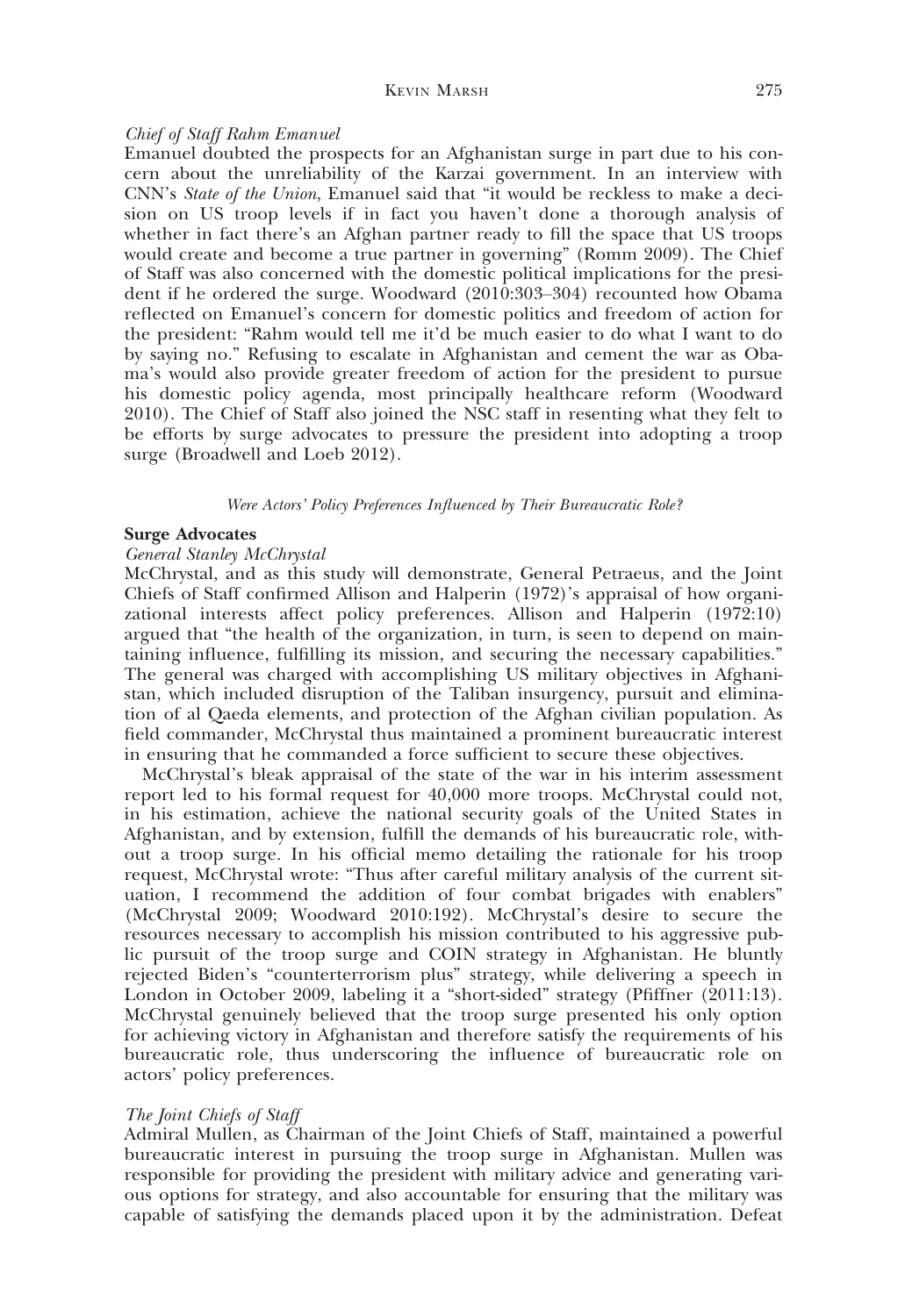*Chief of Staff Rahm Emanuel*

Emanuel doubted the prospects for an Afghanistan surge in part due to his concern about the unreliability of the Karzai government. In an interview with CNN's *State of the Union*, Emanuel said that "it would be reckless to make a decision on US troop levels if in fact you haven't done a thorough analysis of whether in fact there's an Afghan partner ready to fill the space that US troops would create and become a true partner in governing" (Romm 2009). The Chief of Staff was also concerned with the domestic political implications for the president if he ordered the surge. Woodward (2010:303–304) recounted how Obama reflected on Emanuel's concern for domestic politics and freedom of action for the president: "Rahm would tell me it'd be much easier to do what I want to do by saying no." Refusing to escalate in Afghanistan and cement the war as Obama's would also provide greater freedom of action for the president to pursue his domestic policy agenda, most principally healthcare reform (Woodward 2010). The Chief of Staff also joined the NSC staff in resenting what they felt to be efforts by surge advocates to pressure the president into adopting a troop surge (Broadwell and Loeb 2012).

*Were Actors' Policy Preferences Influenced by Their Bureaucratic Role?*

**Surge Advocates**

*General Stanley McChrystal*

McChrystal, and as this study will demonstrate, General Petraeus, and the Joint Chiefs of Staff confirmed Allison and Halperin (1972)'s appraisal of how organizational interests affect policy preferences. Allison and Halperin (1972:10) argued that "the health of the organization, in turn, is seen to depend on maintaining influence, fulfilling its mission, and securing the necessary capabilities." The general was charged with accomplishing US military objectives in Afghanistan, which included disruption of the Taliban insurgency, pursuit and elimination of al Qaeda elements, and protection of the Afghan civilian population. As field commander, McChrystal thus maintained a prominent bureaucratic interest in ensuring that he commanded a force sufficient to secure these objectives.

McChrystal's bleak appraisal of the state of the war in his interim assessment report led to his formal request for 40,000 more troops. McChrystal could not, in his estimation, achieve the national security goals of the United States in Afghanistan, and by extension, fulfill the demands of his bureaucratic role, without a troop surge. In his official memo detailing the rationale for his troop request, McChrystal wrote: "Thus after careful military analysis of the current situation, I recommend the addition of four combat brigades with enablers" (McChrystal 2009; Woodward 2010:192). McChrystal's desire to secure the resources necessary to accomplish his mission contributed to his aggressive public pursuit of the troop surge and COIN strategy in Afghanistan. He bluntly rejected Biden's "counterterrorism plus" strategy, while delivering a speech in London in October 2009, labeling it a "short-sided" strategy (Pfiffner (2011:13). McChrystal genuinely believed that the troop surge presented his only option for achieving victory in Afghanistan and therefore satisfy the requirements of his bureaucratic role, thus underscoring the influence of bureaucratic role on actors' policy preferences.

*The Joint Chiefs of Staff*

Admiral Mullen, as Chairman of the Joint Chiefs of Staff, maintained a powerful bureaucratic interest in pursuing the troop surge in Afghanistan. Mullen was responsible for providing the president with military advice and generating various options for strategy, and also accountable for ensuring that the military was capable of satisfying the demands placed upon it by the administration. Defeat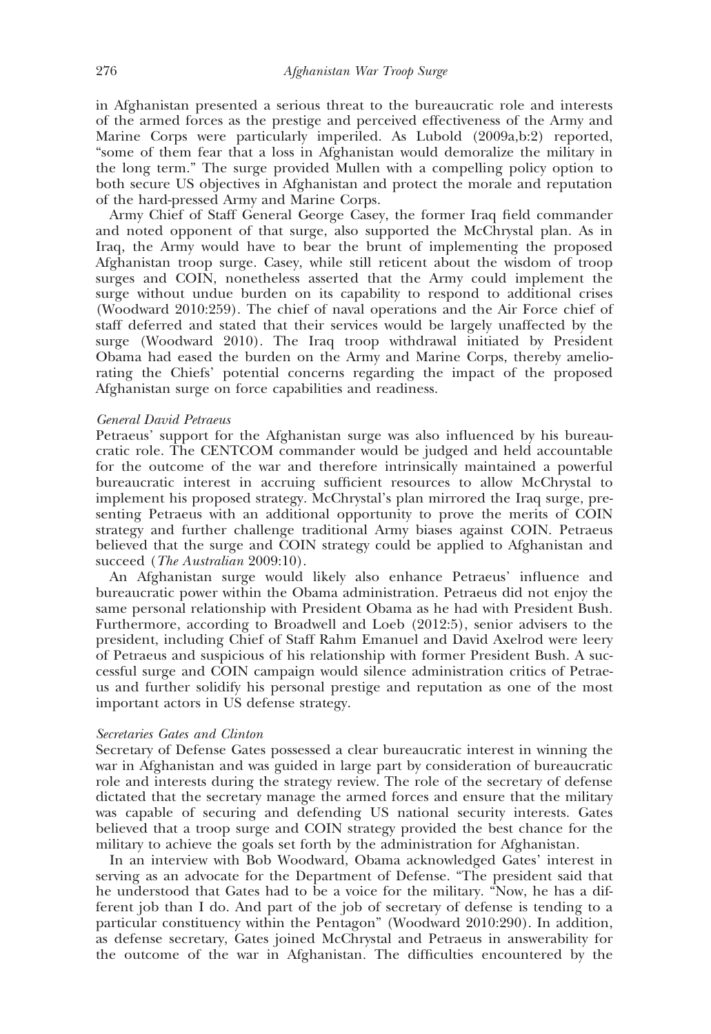in Afghanistan presented a serious threat to the bureaucratic role and interests of the armed forces as the prestige and perceived effectiveness of the Army and Marine Corps were particularly imperiled. As Lubold (2009a,b:2) reported, "some of them fear that a loss in Afghanistan would demoralize the military in the long term." The surge provided Mullen with a compelling policy option to both secure US objectives in Afghanistan and protect the morale and reputation of the hard-pressed Army and Marine Corps.

Army Chief of Staff General George Casey, the former Iraq field commander and noted opponent of that surge, also supported the McChrystal plan. As in Iraq, the Army would have to bear the brunt of implementing the proposed Afghanistan troop surge. Casey, while still reticent about the wisdom of troop surges and COIN, nonetheless asserted that the Army could implement the surge without undue burden on its capability to respond to additional crises (Woodward 2010:259). The chief of naval operations and the Air Force chief of staff deferred and stated that their services would be largely unaffected by the surge (Woodward 2010). The Iraq troop withdrawal initiated by President Obama had eased the burden on the Army and Marine Corps, thereby ameliorating the Chiefs' potential concerns regarding the impact of the proposed Afghanistan surge on force capabilities and readiness.

*General David Petraeus*

Petraeus' support for the Afghanistan surge was also influenced by his bureaucratic role. The CENTCOM commander would be judged and held accountable for the outcome of the war and therefore intrinsically maintained a powerful bureaucratic interest in accruing sufficient resources to allow McChrystal to implement his proposed strategy. McChrystal's plan mirrored the Iraq surge, presenting Petraeus with an additional opportunity to prove the merits of COIN strategy and further challenge traditional Army biases against COIN. Petraeus believed that the surge and COIN strategy could be applied to Afghanistan and succeed (*The Australian* 2009:10).

An Afghanistan surge would likely also enhance Petraeus' influence and bureaucratic power within the Obama administration. Petraeus did not enjoy the same personal relationship with President Obama as he had with President Bush. Furthermore, according to Broadwell and Loeb (2012:5), senior advisers to the president, including Chief of Staff Rahm Emanuel and David Axelrod were leery of Petraeus and suspicious of his relationship with former President Bush. A successful surge and COIN campaign would silence administration critics of Petraeus and further solidify his personal prestige and reputation as one of the most important actors in US defense strategy.

*Secretaries Gates and Clinton*

Secretary of Defense Gates possessed a clear bureaucratic interest in winning the war in Afghanistan and was guided in large part by consideration of bureaucratic role and interests during the strategy review. The role of the secretary of defense dictated that the secretary manage the armed forces and ensure that the military was capable of securing and defending US national security interests. Gates believed that a troop surge and COIN strategy provided the best chance for the military to achieve the goals set forth by the administration for Afghanistan.

In an interview with Bob Woodward, Obama acknowledged Gates' interest in serving as an advocate for the Department of Defense. "The president said that he understood that Gates had to be a voice for the military. "Now, he has a different job than I do. And part of the job of secretary of defense is tending to a particular constituency within the Pentagon" (Woodward 2010:290). In addition, as defense secretary, Gates joined McChrystal and Petraeus in answerability for the outcome of the war in Afghanistan. The difficulties encountered by the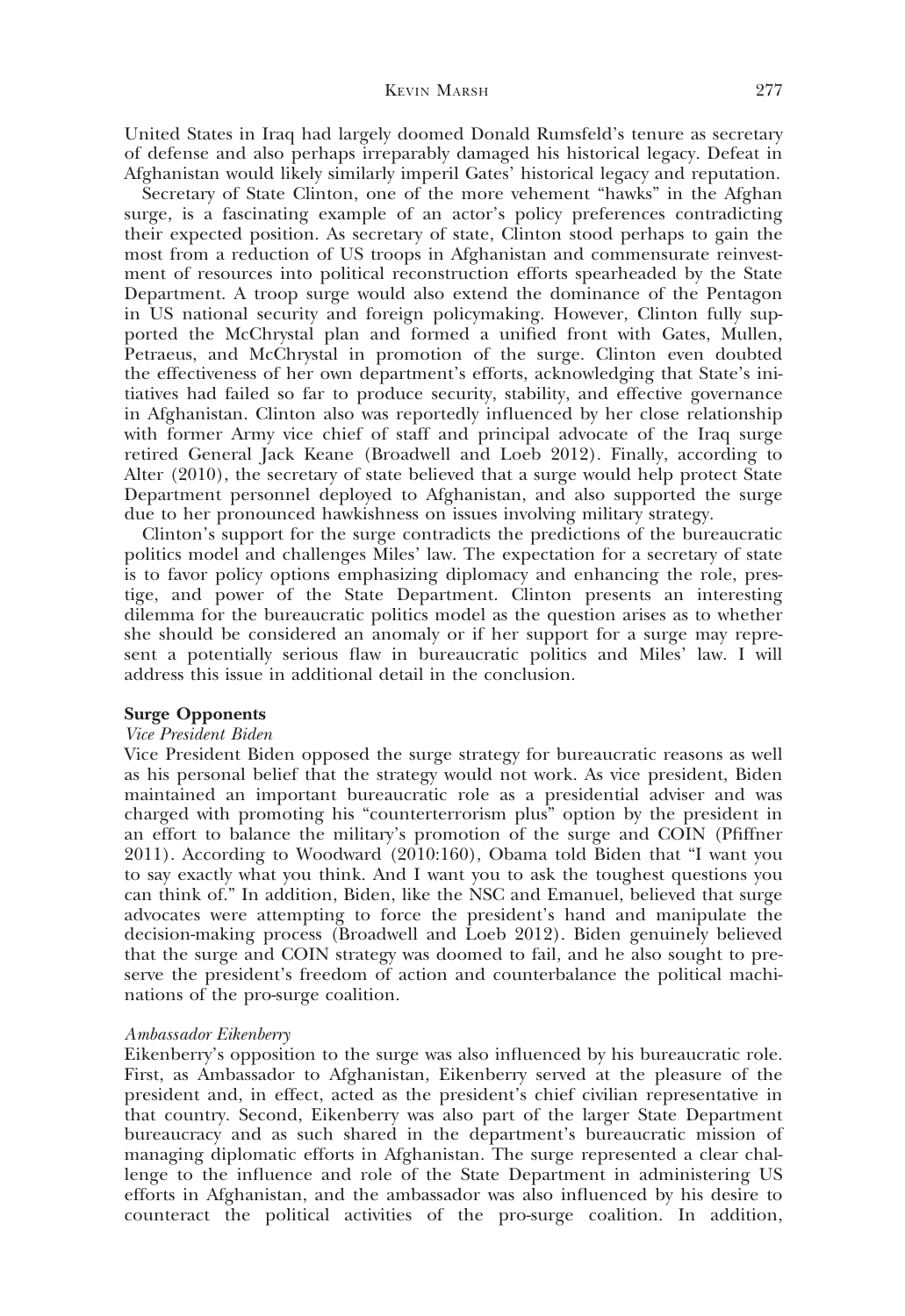United States in Iraq had largely doomed Donald Rumsfeld's tenure as secretary of defense and also perhaps irreparably damaged his historical legacy. Defeat in Afghanistan would likely similarly imperil Gates' historical legacy and reputation.

Secretary of State Clinton, one of the more vehement "hawks" in the Afghan surge, is a fascinating example of an actor's policy preferences contradicting their expected position. As secretary of state, Clinton stood perhaps to gain the most from a reduction of US troops in Afghanistan and commensurate reinvestment of resources into political reconstruction efforts spearheaded by the State Department. A troop surge would also extend the dominance of the Pentagon in US national security and foreign policymaking. However, Clinton fully supported the McChrystal plan and formed a unified front with Gates, Mullen, Petraeus, and McChrystal in promotion of the surge. Clinton even doubted the effectiveness of her own department's efforts, acknowledging that State's initiatives had failed so far to produce security, stability, and effective governance in Afghanistan. Clinton also was reportedly influenced by her close relationship with former Army vice chief of staff and principal advocate of the Iraq surge retired General Jack Keane (Broadwell and Loeb 2012). Finally, according to Alter (2010), the secretary of state believed that a surge would help protect State Department personnel deployed to Afghanistan, and also supported the surge due to her pronounced hawkishness on issues involving military strategy.

Clinton's support for the surge contradicts the predictions of the bureaucratic politics model and challenges Miles' law. The expectation for a secretary of state is to favor policy options emphasizing diplomacy and enhancing the role, prestige, and power of the State Department. Clinton presents an interesting dilemma for the bureaucratic politics model as the question arises as to whether she should be considered an anomaly or if her support for a surge may represent a potentially serious flaw in bureaucratic politics and Miles' law. I will address this issue in additional detail in the conclusion.

### Surge Opponents

#### *Vice President Biden*

Vice President Biden opposed the surge strategy for bureaucratic reasons as well as his personal belief that the strategy would not work. As vice president, Biden maintained an important bureaucratic role as a presidential adviser and was charged with promoting his "counterterrorism plus" option by the president in an effort to balance the military's promotion of the surge and COIN (Pfiffner 2011). According to Woodward (2010:160), Obama told Biden that "I want you to say exactly what you think. And I want you to ask the toughest questions you can think of." In addition, Biden, like the NSC and Emanuel, believed that surge advocates were attempting to force the president's hand and manipulate the decision-making process (Broadwell and Loeb 2012). Biden genuinely believed that the surge and COIN strategy was doomed to fail, and he also sought to preserve the president's freedom of action and counterbalance the political machinations of the pro-surge coalition.

#### *Ambassador Eikenberry*

Eikenberry's opposition to the surge was also influenced by his bureaucratic role. First, as Ambassador to Afghanistan, Eikenberry served at the pleasure of the president and, in effect, acted as the president's chief civilian representative in that country. Second, Eikenberry was also part of the larger State Department bureaucracy and as such shared in the department's bureaucratic mission of managing diplomatic efforts in Afghanistan. The surge represented a clear challenge to the influence and role of the State Department in administering US efforts in Afghanistan, and the ambassador was also influenced by his desire to counteract the political activities of the pro-surge coalition. In addition,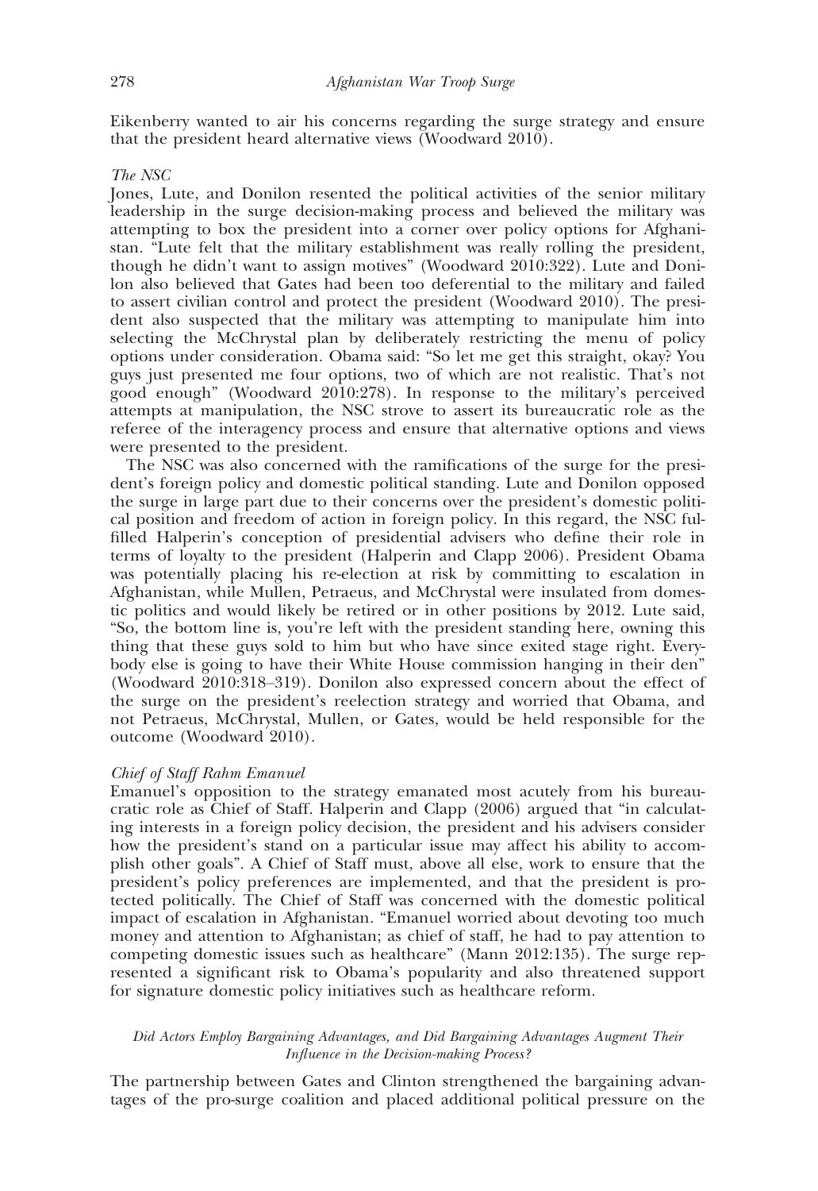Eikenberry wanted to air his concerns regarding the surge strategy and ensure that the president heard alternative views (Woodward 2010).

*The NSC*

Jones, Lute, and Donilon resented the political activities of the senior military leadership in the surge decision-making process and believed the military was attempting to box the president into a corner over policy options for Afghanistan. "Lute felt that the military establishment was really rolling the president, though he didn't want to assign motives" (Woodward 2010:322). Lute and Donilon also believed that Gates had been too deferential to the military and failed to assert civilian control and protect the president (Woodward 2010). The president also suspected that the military was attempting to manipulate him into selecting the McChrystal plan by deliberately restricting the menu of policy options under consideration. Obama said: "So let me get this straight, okay? You guys just presented me four options, two of which are not realistic. That's not good enough" (Woodward 2010:278). In response to the military's perceived attempts at manipulation, the NSC strove to assert its bureaucratic role as the referee of the interagency process and ensure that alternative options and views were presented to the president.

The NSC was also concerned with the ramifications of the surge for the president's foreign policy and domestic political standing. Lute and Donilon opposed the surge in large part due to their concerns over the president's domestic political position and freedom of action in foreign policy. In this regard, the NSC fulfilled Halperin's conception of presidential advisers who define their role in terms of loyalty to the president (Halperin and Clapp 2006). President Obama was potentially placing his re-election at risk by committing to escalation in Afghanistan, while Mullen, Petraeus, and McChrystal were insulated from domestic politics and would likely be retired or in other positions by 2012. Lute said, "So, the bottom line is, you're left with the president standing here, owning this thing that these guys sold to him but who have since exited stage right. Everybody else is going to have their White House commission hanging in their den" (Woodward 2010:318–319). Donilon also expressed concern about the effect of the surge on the president's reelection strategy and worried that Obama, and not Petraeus, McChrystal, Mullen, or Gates, would be held responsible for the outcome (Woodward 2010).

*Chief of Staff Rahm Emanuel*

Emanuel's opposition to the strategy emanated most acutely from his bureaucratic role as Chief of Staff. Halperin and Clapp (2006) argued that "in calculating interests in a foreign policy decision, the president and his advisers consider how the president's stand on a particular issue may affect his ability to accomplish other goals". A Chief of Staff must, above all else, work to ensure that the president's policy preferences are implemented, and that the president is protected politically. The Chief of Staff was concerned with the domestic political impact of escalation in Afghanistan. "Emanuel worried about devoting too much money and attention to Afghanistan; as chief of staff, he had to pay attention to competing domestic issues such as healthcare" (Mann 2012:135). The surge represented a significant risk to Obama's popularity and also threatened support for signature domestic policy initiatives such as healthcare reform.

*Did Actors Employ Bargaining Advantages, and Did Bargaining Advantages Augment Their Influence in the Decision-making Process?*

The partnership between Gates and Clinton strengthened the bargaining advantages of the pro-surge coalition and placed additional political pressure on the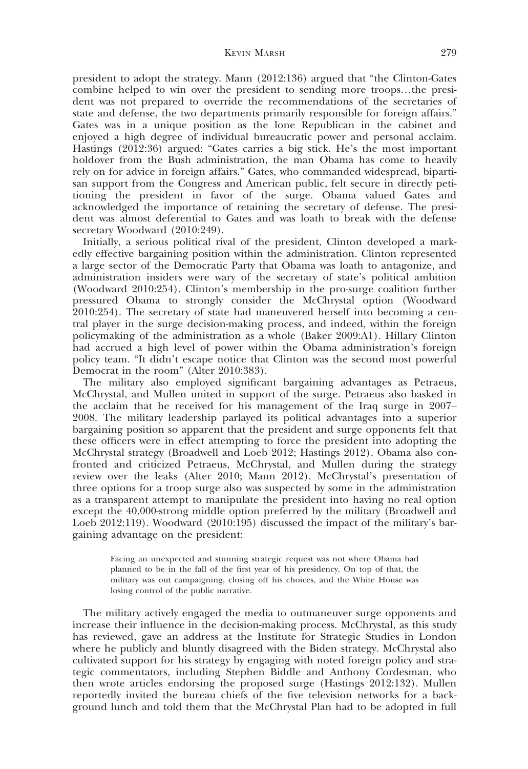president to adopt the strategy. Mann (2012:136) argued that "the Clinton-Gates combine helped to win over the president to sending more troops…the president was not prepared to override the recommendations of the secretaries of state and defense, the two departments primarily responsible for foreign affairs." Gates was in a unique position as the lone Republican in the cabinet and enjoyed a high degree of individual bureaucratic power and personal acclaim. Hastings (2012:36) argued: "Gates carries a big stick. He's the most important holdover from the Bush administration, the man Obama has come to heavily rely on for advice in foreign affairs." Gates, who commanded widespread, bipartisan support from the Congress and American public, felt secure in directly petitioning the president in favor of the surge. Obama valued Gates and acknowledged the importance of retaining the secretary of defense. The president was almost deferential to Gates and was loath to break with the defense secretary Woodward (2010:249).

Initially, a serious political rival of the president, Clinton developed a markedly effective bargaining position within the administration. Clinton represented a large sector of the Democratic Party that Obama was loath to antagonize, and administration insiders were wary of the secretary of state's political ambition (Woodward 2010:254). Clinton's membership in the pro-surge coalition further pressured Obama to strongly consider the McChrystal option (Woodward 2010:254). The secretary of state had maneuvered herself into becoming a central player in the surge decision-making process, and indeed, within the foreign policymaking of the administration as a whole (Baker 2009:A1). Hillary Clinton had accrued a high level of power within the Obama administration's foreign policy team. "It didn't escape notice that Clinton was the second most powerful Democrat in the room" (Alter 2010:383).

The military also employed significant bargaining advantages as Petraeus, McChrystal, and Mullen united in support of the surge. Petraeus also basked in the acclaim that he received for his management of the Iraq surge in 2007–2008. The military leadership parlayed its political advantages into a superior bargaining position so apparent that the president and surge opponents felt that these officers were in effect attempting to force the president into adopting the McChrystal strategy (Broadwell and Loeb 2012; Hastings 2012). Obama also confronted and criticized Petraeus, McChrystal, and Mullen during the strategy review over the leaks (Alter 2010; Mann 2012). McChrystal's presentation of three options for a troop surge also was suspected by some in the administration as a transparent attempt to manipulate the president into having no real option except the 40,000-strong middle option preferred by the military (Broadwell and Loeb 2012:119). Woodward (2010:195) discussed the impact of the military's bargaining advantage on the president:

> Facing an unexpected and stunning strategic request was not where Obama had planned to be in the fall of the first year of his presidency. On top of that, the military was out campaigning, closing off his choices, and the White House was losing control of the public narrative.

The military actively engaged the media to outmaneuver surge opponents and increase their influence in the decision-making process. McChrystal, as this study has reviewed, gave an address at the Institute for Strategic Studies in London where he publicly and bluntly disagreed with the Biden strategy. McChrystal also cultivated support for his strategy by engaging with noted foreign policy and strategic commentators, including Stephen Biddle and Anthony Cordesman, who then wrote articles endorsing the proposed surge (Hastings 2012:132). Mullen reportedly invited the bureau chiefs of the five television networks for a background lunch and told them that the McChrystal Plan had to be adopted in full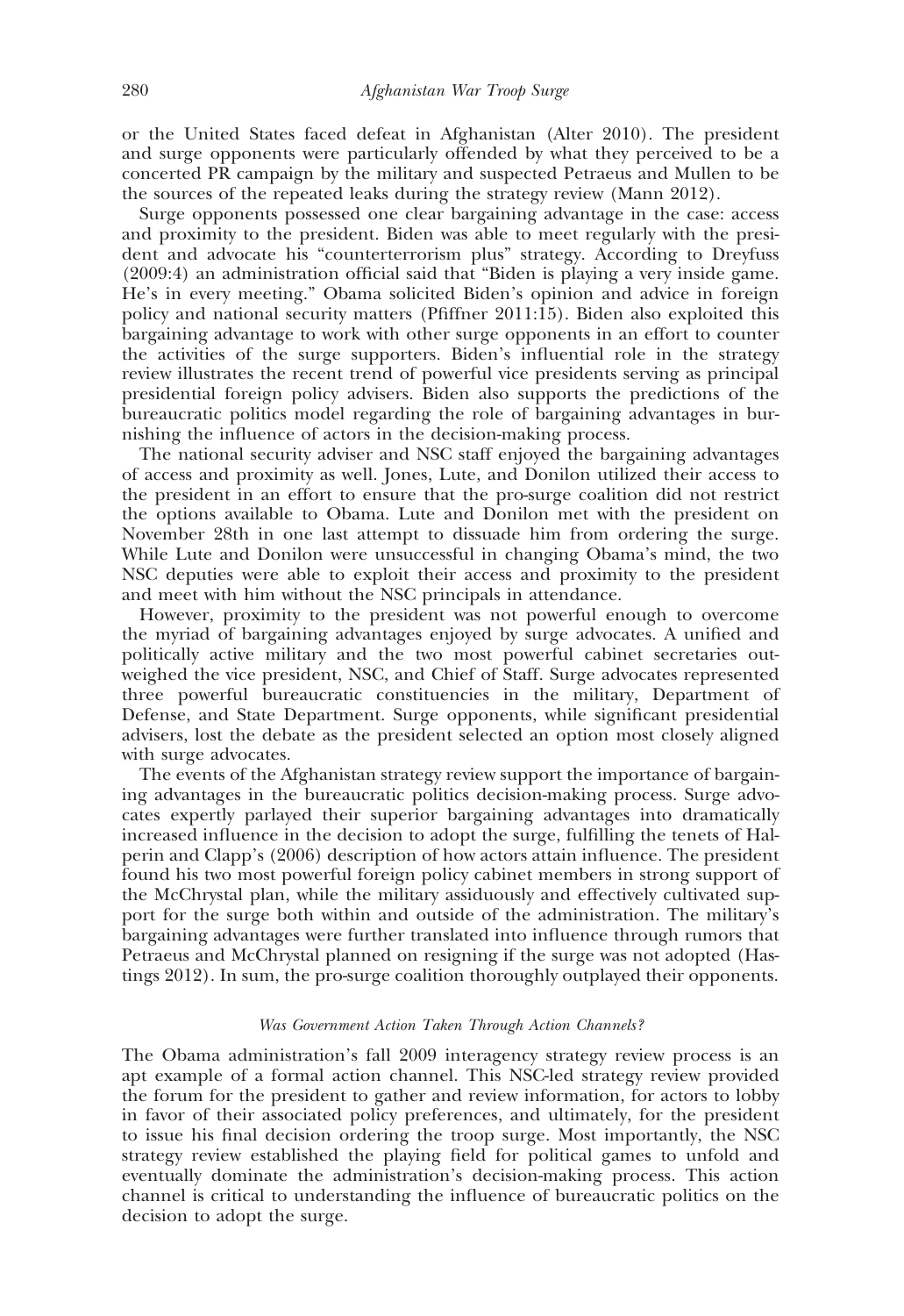or the United States faced defeat in Afghanistan (Alter 2010). The president and surge opponents were particularly offended by what they perceived to be a concerted PR campaign by the military and suspected Petraeus and Mullen to be the sources of the repeated leaks during the strategy review (Mann 2012).

Surge opponents possessed one clear bargaining advantage in the case: access and proximity to the president. Biden was able to meet regularly with the president and advocate his "counterterrorism plus" strategy. According to Dreyfuss (2009:4) an administration official said that "Biden is playing a very inside game. He's in every meeting." Obama solicited Biden's opinion and advice in foreign policy and national security matters (Pfiffner 2011:15). Biden also exploited this bargaining advantage to work with other surge opponents in an effort to counter the activities of the surge supporters. Biden's influential role in the strategy review illustrates the recent trend of powerful vice presidents serving as principal presidential foreign policy advisers. Biden also supports the predictions of the bureaucratic politics model regarding the role of bargaining advantages in burnishing the influence of actors in the decision-making process.

The national security adviser and NSC staff enjoyed the bargaining advantages of access and proximity as well. Jones, Lute, and Donilon utilized their access to the president in an effort to ensure that the pro-surge coalition did not restrict the options available to Obama. Lute and Donilon met with the president on November 28th in one last attempt to dissuade him from ordering the surge. While Lute and Donilon were unsuccessful in changing Obama's mind, the two NSC deputies were able to exploit their access and proximity to the president and meet with him without the NSC principals in attendance.

However, proximity to the president was not powerful enough to overcome the myriad of bargaining advantages enjoyed by surge advocates. A unified and politically active military and the two most powerful cabinet secretaries outweighed the vice president, NSC, and Chief of Staff. Surge advocates represented three powerful bureaucratic constituencies in the military, Department of Defense, and State Department. Surge opponents, while significant presidential advisers, lost the debate as the president selected an option most closely aligned with surge advocates.

The events of the Afghanistan strategy review support the importance of bargaining advantages in the bureaucratic politics decision-making process. Surge advocates expertly parlayed their superior bargaining advantages into dramatically increased influence in the decision to adopt the surge, fulfilling the tenets of Halperin and Clapp's (2006) description of how actors attain influence. The president found his two most powerful foreign policy cabinet members in strong support of the McChrystal plan, while the military assiduously and effectively cultivated support for the surge both within and outside of the administration. The military's bargaining advantages were further translated into influence through rumors that Petraeus and McChrystal planned on resigning if the surge was not adopted (Hastings 2012). In sum, the pro-surge coalition thoroughly outplayed their opponents.

#### *Was Government Action Taken Through Action Channels?*

The Obama administration's fall 2009 interagency strategy review process is an apt example of a formal action channel. This NSC-led strategy review provided the forum for the president to gather and review information, for actors to lobby in favor of their associated policy preferences, and ultimately, for the president to issue his final decision ordering the troop surge. Most importantly, the NSC strategy review established the playing field for political games to unfold and eventually dominate the administration's decision-making process. This action channel is critical to understanding the influence of bureaucratic politics on the decision to adopt the surge.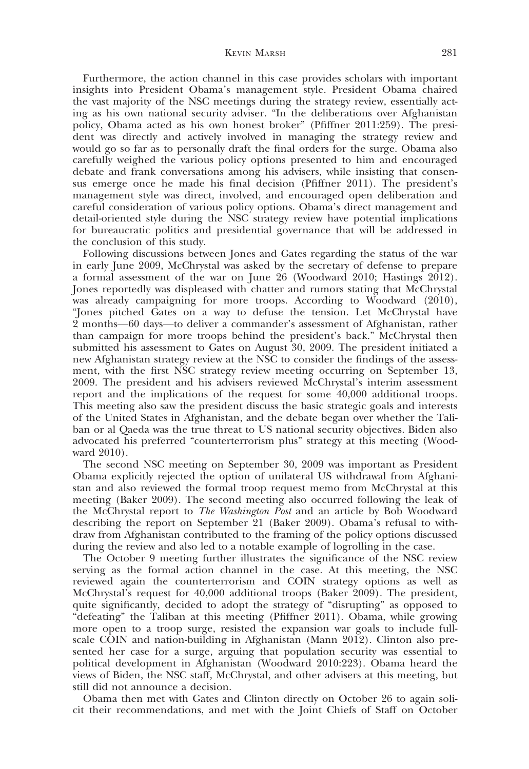Furthermore, the action channel in this case provides scholars with important insights into President Obama's management style. President Obama chaired the vast majority of the NSC meetings during the strategy review, essentially acting as his own national security adviser. "In the deliberations over Afghanistan policy, Obama acted as his own honest broker" (Pfiffner 2011:259). The president was directly and actively involved in managing the strategy review and would go so far as to personally draft the final orders for the surge. Obama also carefully weighed the various policy options presented to him and encouraged debate and frank conversations among his advisers, while insisting that consensus emerge once he made his final decision (Pfiffner 2011). The president's management style was direct, involved, and encouraged open deliberation and careful consideration of various policy options. Obama's direct management and detail-oriented style during the NSC strategy review have potential implications for bureaucratic politics and presidential governance that will be addressed in the conclusion of this study.

Following discussions between Jones and Gates regarding the status of the war in early June 2009, McChrystal was asked by the secretary of defense to prepare a formal assessment of the war on June 26 (Woodward 2010; Hastings 2012). Jones reportedly was displeased with chatter and rumors stating that McChrystal was already campaigning for more troops. According to Woodward (2010), "Jones pitched Gates on a way to defuse the tension. Let McChrystal have 2 months—60 days—to deliver a commander's assessment of Afghanistan, rather than campaign for more troops behind the president's back." McChrystal then submitted his assessment to Gates on August 30, 2009. The president initiated a new Afghanistan strategy review at the NSC to consider the findings of the assessment, with the first NSC strategy review meeting occurring on September 13, 2009. The president and his advisers reviewed McChrystal's interim assessment report and the implications of the request for some 40,000 additional troops. This meeting also saw the president discuss the basic strategic goals and interests of the United States in Afghanistan, and the debate began over whether the Taliban or al Qaeda was the true threat to US national security objectives. Biden also advocated his preferred "counterterrorism plus" strategy at this meeting (Woodward 2010).

The second NSC meeting on September 30, 2009 was important as President Obama explicitly rejected the option of unilateral US withdrawal from Afghanistan and also reviewed the formal troop request memo from McChrystal at this meeting (Baker 2009). The second meeting also occurred following the leak of the McChrystal report to *The Washington Post* and an article by Bob Woodward describing the report on September 21 (Baker 2009). Obama's refusal to withdraw from Afghanistan contributed to the framing of the policy options discussed during the review and also led to a notable example of logrolling in the case.

The October 9 meeting further illustrates the significance of the NSC review serving as the formal action channel in the case. At this meeting, the NSC reviewed again the counterterrorism and COIN strategy options as well as McChrystal's request for 40,000 additional troops (Baker 2009). The president, quite significantly, decided to adopt the strategy of "disrupting" as opposed to "defeating" the Taliban at this meeting (Pfiffner 2011). Obama, while growing more open to a troop surge, resisted the expansion war goals to include full-scale COIN and nation-building in Afghanistan (Mann 2012). Clinton also presented her case for a surge, arguing that population security was essential to political development in Afghanistan (Woodward 2010:223). Obama heard the views of Biden, the NSC staff, McChrystal, and other advisers at this meeting, but still did not announce a decision.

Obama then met with Gates and Clinton directly on October 26 to again solicit their recommendations, and met with the Joint Chiefs of Staff on October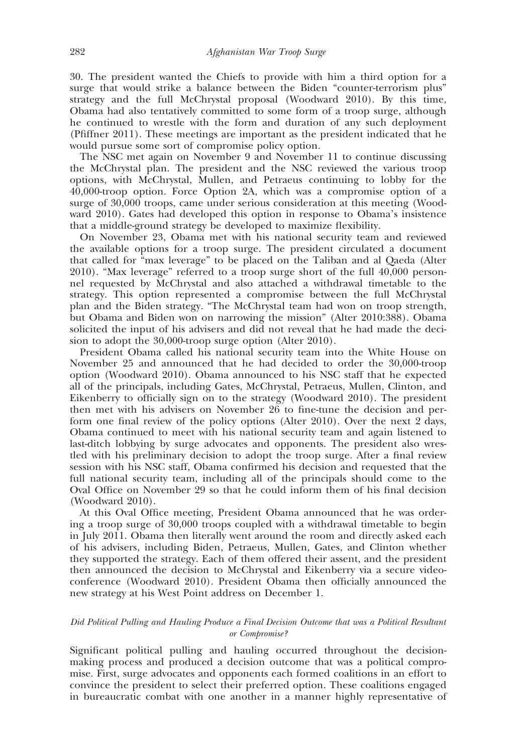30. The president wanted the Chiefs to provide with him a third option for a surge that would strike a balance between the Biden "counter-terrorism plus" strategy and the full McChrystal proposal (Woodward 2010). By this time, Obama had also tentatively committed to some form of a troop surge, although he continued to wrestle with the form and duration of any such deployment (Pfiffner 2011). These meetings are important as the president indicated that he would pursue some sort of compromise policy option.

The NSC met again on November 9 and November 11 to continue discussing the McChrystal plan. The president and the NSC reviewed the various troop options, with McChrystal, Mullen, and Petraeus continuing to lobby for the 40,000-troop option. Force Option 2A, which was a compromise option of a surge of 30,000 troops, came under serious consideration at this meeting (Woodward 2010). Gates had developed this option in response to Obama's insistence that a middle-ground strategy be developed to maximize flexibility.

On November 23, Obama met with his national security team and reviewed the available options for a troop surge. The president circulated a document that called for "max leverage" to be placed on the Taliban and al Qaeda (Alter 2010). "Max leverage" referred to a troop surge short of the full 40,000 personnel requested by McChrystal and also attached a withdrawal timetable to the strategy. This option represented a compromise between the full McChrystal plan and the Biden strategy. "The McChrystal team had won on troop strength, but Obama and Biden won on narrowing the mission" (Alter 2010:388). Obama solicited the input of his advisers and did not reveal that he had made the decision to adopt the 30,000-troop surge option (Alter 2010).

President Obama called his national security team into the White House on November 25 and announced that he had decided to order the 30,000-troop option (Woodward 2010). Obama announced to his NSC staff that he expected all of the principals, including Gates, McChrystal, Petraeus, Mullen, Clinton, and Eikenberry to officially sign on to the strategy (Woodward 2010). The president then met with his advisers on November 26 to fine-tune the decision and perform one final review of the policy options (Alter 2010). Over the next 2 days, Obama continued to meet with his national security team and again listened to last-ditch lobbying by surge advocates and opponents. The president also wrestled with his preliminary decision to adopt the troop surge. After a final review session with his NSC staff, Obama confirmed his decision and requested that the full national security team, including all of the principals should come to the Oval Office on November 29 so that he could inform them of his final decision (Woodward 2010).

At this Oval Office meeting, President Obama announced that he was ordering a troop surge of 30,000 troops coupled with a withdrawal timetable to begin in July 2011. Obama then literally went around the room and directly asked each of his advisers, including Biden, Petraeus, Mullen, Gates, and Clinton whether they supported the strategy. Each of them offered their assent, and the president then announced the decision to McChrystal and Eikenberry via a secure videoconference (Woodward 2010). President Obama then officially announced the new strategy at his West Point address on December 1.

### *Did Political Pulling and Hauling Produce a Final Decision Outcome that was a Political Resultant or Compromise?*

Significant political pulling and hauling occurred throughout the decision-making process and produced a decision outcome that was a political compromise. First, surge advocates and opponents each formed coalitions in an effort to convince the president to select their preferred option. These coalitions engaged in bureaucratic combat with one another in a manner highly representative of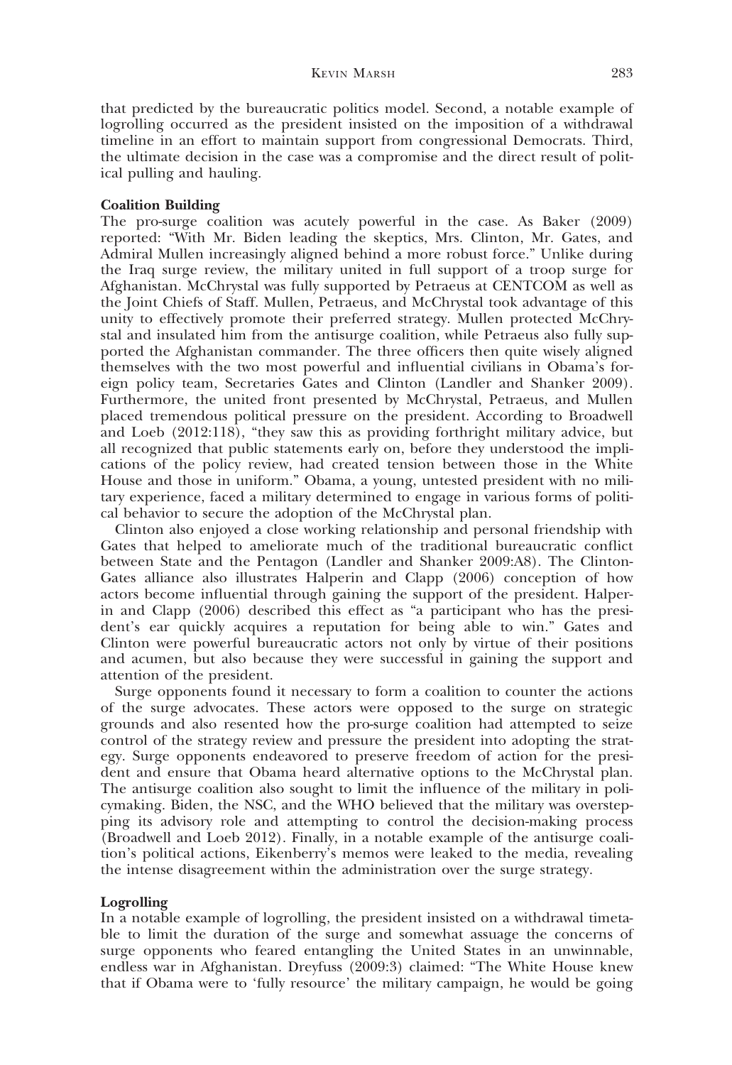that predicted by the bureaucratic politics model. Second, a notable example of logrolling occurred as the president insisted on the imposition of a withdrawal timeline in an effort to maintain support from congressional Democrats. Third, the ultimate decision in the case was a compromise and the direct result of political pulling and hauling.

### Coalition Building

The pro-surge coalition was acutely powerful in the case. As Baker (2009) reported: "With Mr. Biden leading the skeptics, Mrs. Clinton, Mr. Gates, and Admiral Mullen increasingly aligned behind a more robust force." Unlike during the Iraq surge review, the military united in full support of a troop surge for Afghanistan. McChrystal was fully supported by Petraeus at CENTCOM as well as the Joint Chiefs of Staff. Mullen, Petraeus, and McChrystal took advantage of this unity to effectively promote their preferred strategy. Mullen protected McChrystal and insulated him from the antisurge coalition, while Petraeus also fully supported the Afghanistan commander. The three officers then quite wisely aligned themselves with the two most powerful and influential civilians in Obama's foreign policy team, Secretaries Gates and Clinton (Landler and Shanker 2009). Furthermore, the united front presented by McChrystal, Petraeus, and Mullen placed tremendous political pressure on the president. According to Broadwell and Loeb (2012:118), "they saw this as providing forthright military advice, but all recognized that public statements early on, before they understood the implications of the policy review, had created tension between those in the White House and those in uniform." Obama, a young, untested president with no military experience, faced a military determined to engage in various forms of political behavior to secure the adoption of the McChrystal plan.

Clinton also enjoyed a close working relationship and personal friendship with Gates that helped to ameliorate much of the traditional bureaucratic conflict between State and the Pentagon (Landler and Shanker 2009:A8). The Clinton-Gates alliance also illustrates Halperin and Clapp (2006) conception of how actors become influential through gaining the support of the president. Halperin and Clapp (2006) described this effect as "a participant who has the president's ear quickly acquires a reputation for being able to win." Gates and Clinton were powerful bureaucratic actors not only by virtue of their positions and acumen, but also because they were successful in gaining the support and attention of the president.

Surge opponents found it necessary to form a coalition to counter the actions of the surge advocates. These actors were opposed to the surge on strategic grounds and also resented how the pro-surge coalition had attempted to seize control of the strategy review and pressure the president into adopting the strategy. Surge opponents endeavored to preserve freedom of action for the president and ensure that Obama heard alternative options to the McChrystal plan. The antisurge coalition also sought to limit the influence of the military in policymaking. Biden, the NSC, and the WHO believed that the military was overstepping its advisory role and attempting to control the decision-making process (Broadwell and Loeb 2012). Finally, in a notable example of the antisurge coalition's political actions, Eikenberry's memos were leaked to the media, revealing the intense disagreement within the administration over the surge strategy.

### Logrolling

In a notable example of logrolling, the president insisted on a withdrawal timetable to limit the duration of the surge and somewhat assuage the concerns of surge opponents who feared entangling the United States in an unwinnable, endless war in Afghanistan. Dreyfuss (2009:3) claimed: "The White House knew that if Obama were to 'fully resource' the military campaign, he would be going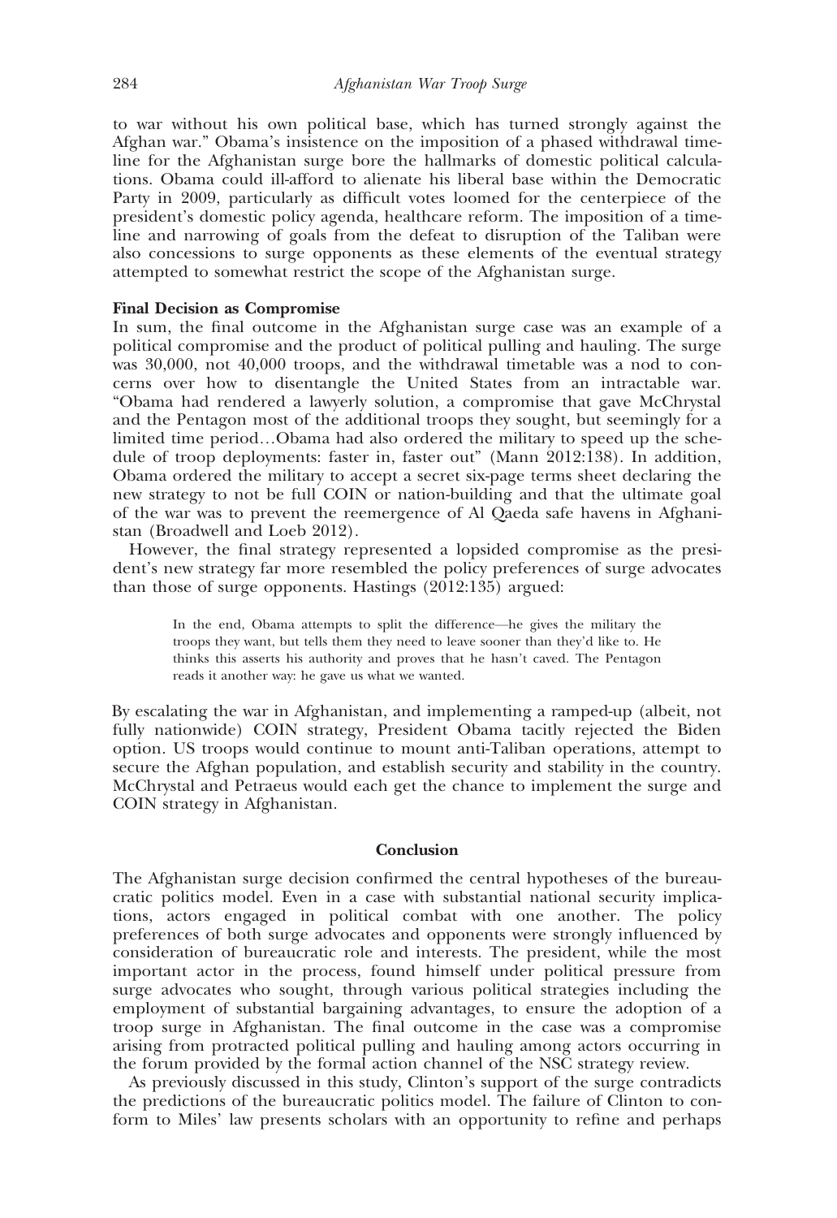to war without his own political base, which has turned strongly against the Afghan war." Obama's insistence on the imposition of a phased withdrawal timeline for the Afghanistan surge bore the hallmarks of domestic political calculations. Obama could ill-afford to alienate his liberal base within the Democratic Party in 2009, particularly as difficult votes loomed for the centerpiece of the president's domestic policy agenda, healthcare reform. The imposition of a timeline and narrowing of goals from the defeat to disruption of the Taliban were also concessions to surge opponents as these elements of the eventual strategy attempted to somewhat restrict the scope of the Afghanistan surge.

**Final Decision as Compromise**

In sum, the final outcome in the Afghanistan surge case was an example of a political compromise and the product of political pulling and hauling. The surge was 30,000, not 40,000 troops, and the withdrawal timetable was a nod to concerns over how to disentangle the United States from an intractable war. "Obama had rendered a lawyerly solution, a compromise that gave McChrystal and the Pentagon most of the additional troops they sought, but seemingly for a limited time period…Obama had also ordered the military to speed up the schedule of troop deployments: faster in, faster out" (Mann 2012:138). In addition, Obama ordered the military to accept a secret six-page terms sheet declaring the new strategy to not be full COIN or nation-building and that the ultimate goal of the war was to prevent the reemergence of Al Qaeda safe havens in Afghanistan (Broadwell and Loeb 2012).

However, the final strategy represented a lopsided compromise as the president's new strategy far more resembled the policy preferences of surge advocates than those of surge opponents. Hastings (2012:135) argued:

> In the end, Obama attempts to split the difference—he gives the military the troops they want, but tells them they need to leave sooner than they'd like to. He thinks this asserts his authority and proves that he hasn't caved. The Pentagon reads it another way: he gave us what we wanted.

By escalating the war in Afghanistan, and implementing a ramped-up (albeit, not fully nationwide) COIN strategy, President Obama tacitly rejected the Biden option. US troops would continue to mount anti-Taliban operations, attempt to secure the Afghan population, and establish security and stability in the country. McChrystal and Petraeus would each get the chance to implement the surge and COIN strategy in Afghanistan.

## Conclusion

The Afghanistan surge decision confirmed the central hypotheses of the bureaucratic politics model. Even in a case with substantial national security implications, actors engaged in political combat with one another. The policy preferences of both surge advocates and opponents were strongly influenced by consideration of bureaucratic role and interests. The president, while the most important actor in the process, found himself under political pressure from surge advocates who sought, through various political strategies including the employment of substantial bargaining advantages, to ensure the adoption of a troop surge in Afghanistan. The final outcome in the case was a compromise arising from protracted political pulling and hauling among actors occurring in the forum provided by the formal action channel of the NSC strategy review.

As previously discussed in this study, Clinton's support of the surge contradicts the predictions of the bureaucratic politics model. The failure of Clinton to conform to Miles' law presents scholars with an opportunity to refine and perhaps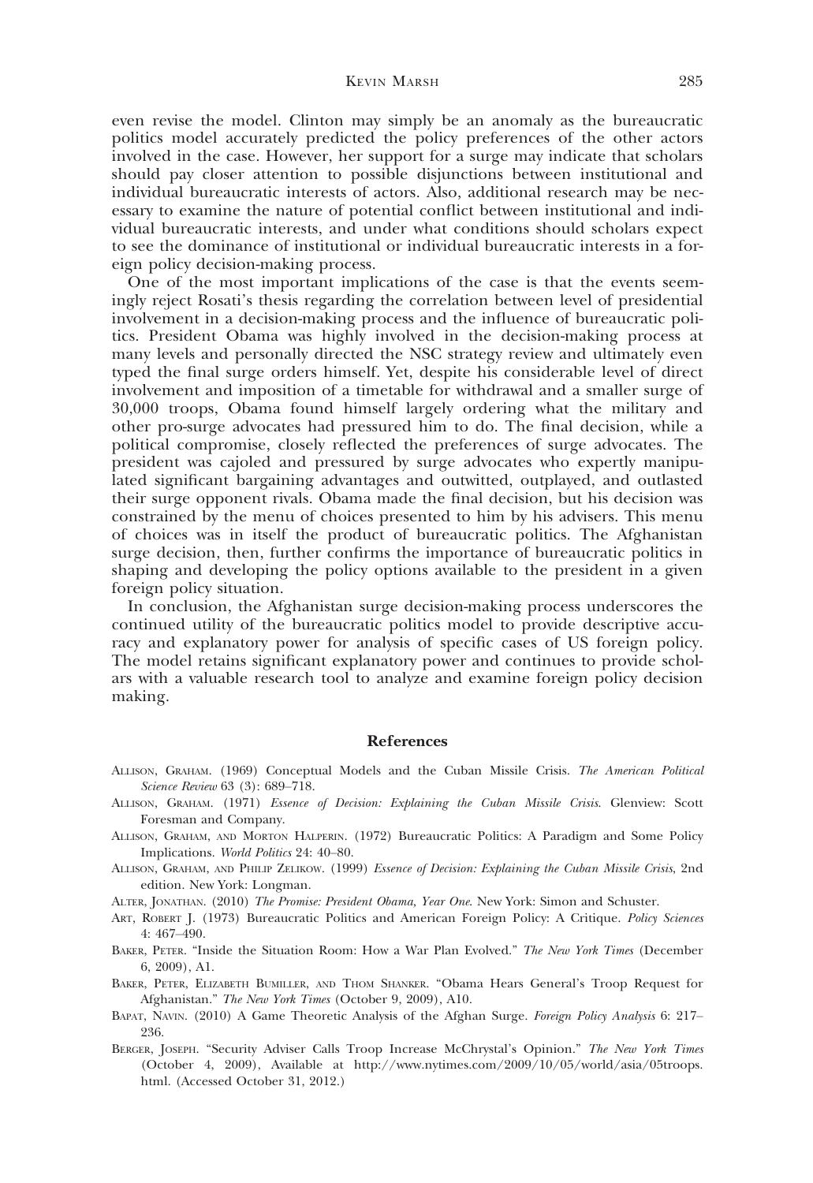even revise the model. Clinton may simply be an anomaly as the bureaucratic politics model accurately predicted the policy preferences of the other actors involved in the case. However, her support for a surge may indicate that scholars should pay closer attention to possible disjunctions between institutional and individual bureaucratic interests of actors. Also, additional research may be necessary to examine the nature of potential conflict between institutional and individual bureaucratic interests, and under what conditions should scholars expect to see the dominance of institutional or individual bureaucratic interests in a foreign policy decision-making process.

One of the most important implications of the case is that the events seemingly reject Rosati's thesis regarding the correlation between level of presidential involvement in a decision-making process and the influence of bureaucratic politics. President Obama was highly involved in the decision-making process at many levels and personally directed the NSC strategy review and ultimately even typed the final surge orders himself. Yet, despite his considerable level of direct involvement and imposition of a timetable for withdrawal and a smaller surge of 30,000 troops, Obama found himself largely ordering what the military and other pro-surge advocates had pressured him to do. The final decision, while a political compromise, closely reflected the preferences of surge advocates. The president was cajoled and pressured by surge advocates who expertly manipulated significant bargaining advantages and outwitted, outplayed, and outlasted their surge opponent rivals. Obama made the final decision, but his decision was constrained by the menu of choices presented to him by his advisers. This menu of choices was in itself the product of bureaucratic politics. The Afghanistan surge decision, then, further confirms the importance of bureaucratic politics in shaping and developing the policy options available to the president in a given foreign policy situation.

In conclusion, the Afghanistan surge decision-making process underscores the continued utility of the bureaucratic politics model to provide descriptive accuracy and explanatory power for analysis of specific cases of US foreign policy. The model retains significant explanatory power and continues to provide scholars with a valuable research tool to analyze and examine foreign policy decision making.

## References

Allison, Graham. (1969) Conceptual Models and the Cuban Missile Crisis. *The American Political Science Review* 63 (3): 689–718.

Allison, Graham. (1971) *Essence of Decision: Explaining the Cuban Missile Crisis*. Glenview: Scott Foresman and Company.

Allison, Graham, and Morton Halperin. (1972) Bureaucratic Politics: A Paradigm and Some Policy Implications. *World Politics* 24: 40–80.

Allison, Graham, and Philip Zelikow. (1999) *Essence of Decision: Explaining the Cuban Missile Crisis*, 2nd edition. New York: Longman.

Alter, Jonathan. (2010) *The Promise: President Obama, Year One*. New York: Simon and Schuster.

Art, Robert J. (1973) Bureaucratic Politics and American Foreign Policy: A Critique. *Policy Sciences* 4: 467–490.

Baker, Peter. "Inside the Situation Room: How a War Plan Evolved." *The New York Times* (December 6, 2009), A1.

Baker, Peter, Elizabeth Bumiller, and Thom Shanker. "Obama Hears General's Troop Request for Afghanistan." *The New York Times* (October 9, 2009), A10.

Bapat, Navin. (2010) A Game Theoretic Analysis of the Afghan Surge. *Foreign Policy Analysis* 6: 217–236.

Berger, Joseph. "Security Adviser Calls Troop Increase McChrystal's Opinion." *The New York Times* (October 4, 2009), Available at http://www.nytimes.com/2009/10/05/world/asia/05troops.html. (Accessed October 31, 2012.)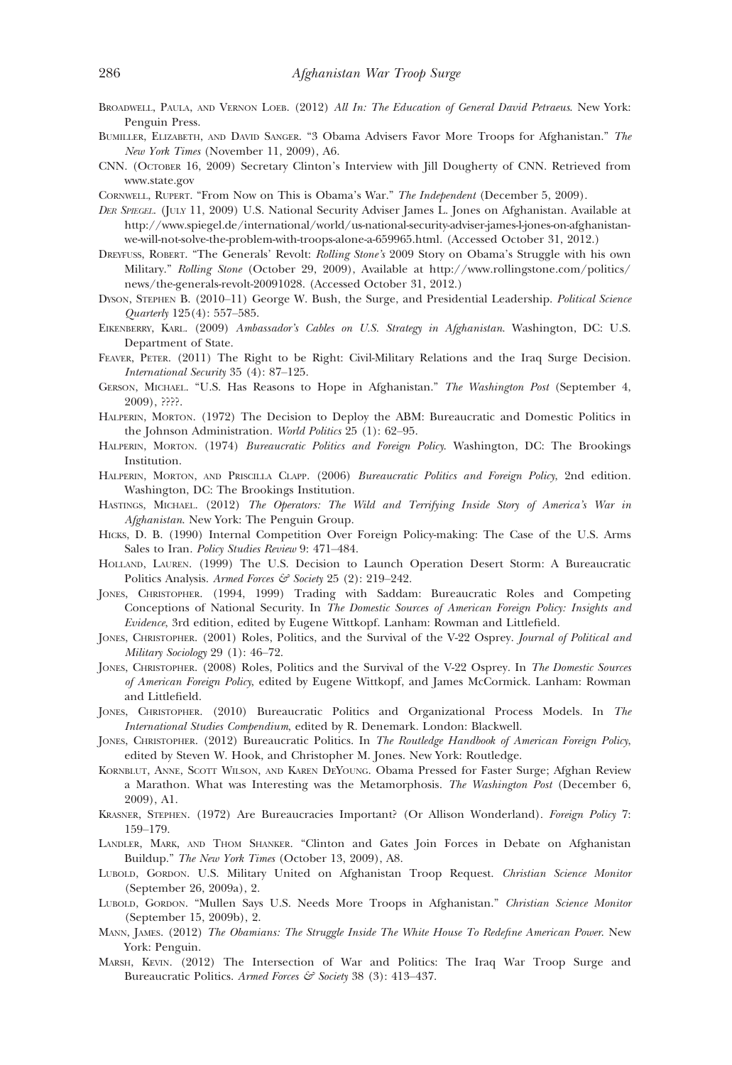Broadwell, Paula, and Vernon Loeb. (2012) *All In: The Education of General David Petraeus*. New York: Penguin Press.

Bumiller, Elizabeth, and David Sanger. "3 Obama Advisers Favor More Troops for Afghanistan." *The New York Times* (November 11, 2009), A6.

CNN. (October 16, 2009) Secretary Clinton's Interview with Jill Dougherty of CNN. Retrieved from www.state.gov

Cornwell, Rupert. "From Now on This is Obama's War." *The Independent* (December 5, 2009).

*Der Spiegel*. (July 11, 2009) U.S. National Security Adviser James L. Jones on Afghanistan. Available at http://www.spiegel.de/international/world/us-national-security-adviser-james-l-jones-on-afghanistan-we-will-not-solve-the-problem-with-troops-alone-a-659965.html. (Accessed October 31, 2012.)

Dreyfuss, Robert. "The Generals' Revolt: *Rolling Stone's* 2009 Story on Obama's Struggle with his own Military." *Rolling Stone* (October 29, 2009), Available at http://www.rollingstone.com/politics/news/the-generals-revolt-20091028. (Accessed October 31, 2012.)

Dyson, Stephen B. (2010–11) George W. Bush, the Surge, and Presidential Leadership. *Political Science Quarterly* 125(4): 557–585.

Eikenberry, Karl. (2009) *Ambassador's Cables on U.S. Strategy in Afghanistan*. Washington, DC: U.S. Department of State.

Feaver, Peter. (2011) The Right to be Right: Civil-Military Relations and the Iraq Surge Decision. *International Security* 35 (4): 87–125.

Gerson, Michael. "U.S. Has Reasons to Hope in Afghanistan." *The Washington Post* (September 4, 2009), ????.

Halperin, Morton. (1972) The Decision to Deploy the ABM: Bureaucratic and Domestic Politics in the Johnson Administration. *World Politics* 25 (1): 62–95.

Halperin, Morton. (1974) *Bureaucratic Politics and Foreign Policy*. Washington, DC: The Brookings Institution.

Halperin, Morton, and Priscilla Clapp. (2006) *Bureaucratic Politics and Foreign Policy*, 2nd edition. Washington, DC: The Brookings Institution.

Hastings, Michael. (2012) *The Operators: The Wild and Terrifying Inside Story of America's War in Afghanistan*. New York: The Penguin Group.

Hicks, D. B. (1990) Internal Competition Over Foreign Policy-making: The Case of the U.S. Arms Sales to Iran. *Policy Studies Review* 9: 471–484.

Holland, Lauren. (1999) The U.S. Decision to Launch Operation Desert Storm: A Bureaucratic Politics Analysis. *Armed Forces & Society* 25 (2): 219–242.

Jones, Christopher. (1994, 1999) Trading with Saddam: Bureaucratic Roles and Competing Conceptions of National Security. In *The Domestic Sources of American Foreign Policy: Insights and Evidence*, 3rd edition, edited by Eugene Wittkopf. Lanham: Rowman and Littlefield.

Jones, Christopher. (2001) Roles, Politics, and the Survival of the V-22 Osprey. *Journal of Political and Military Sociology* 29 (1): 46–72.

Jones, Christopher. (2008) Roles, Politics and the Survival of the V-22 Osprey. In *The Domestic Sources of American Foreign Policy*, edited by Eugene Wittkopf, and James McCormick. Lanham: Rowman and Littlefield.

Jones, Christopher. (2010) Bureaucratic Politics and Organizational Process Models. In *The International Studies Compendium*, edited by R. Denemark. London: Blackwell.

Jones, Christopher. (2012) Bureaucratic Politics. In *The Routledge Handbook of American Foreign Policy*, edited by Steven W. Hook, and Christopher M. Jones. New York: Routledge.

Kornblut, Anne, Scott Wilson, and Karen DeYoung. Obama Pressed for Faster Surge; Afghan Review a Marathon. What was Interesting was the Metamorphosis. *The Washington Post* (December 6, 2009), A1.

Krasner, Stephen. (1972) Are Bureaucracies Important? (Or Allison Wonderland). *Foreign Policy* 7: 159–179.

Landler, Mark, and Thom Shanker. "Clinton and Gates Join Forces in Debate on Afghanistan Buildup." *The New York Times* (October 13, 2009), A8.

Lubold, Gordon. U.S. Military United on Afghanistan Troop Request. *Christian Science Monitor* (September 26, 2009a), 2.

Lubold, Gordon. "Mullen Says U.S. Needs More Troops in Afghanistan." *Christian Science Monitor* (September 15, 2009b), 2.

Mann, James. (2012) *The Obamians: The Struggle Inside The White House To Redefine American Power*. New York: Penguin.

Marsh, Kevin. (2012) The Intersection of War and Politics: The Iraq War Troop Surge and Bureaucratic Politics. *Armed Forces & Society* 38 (3): 413–437.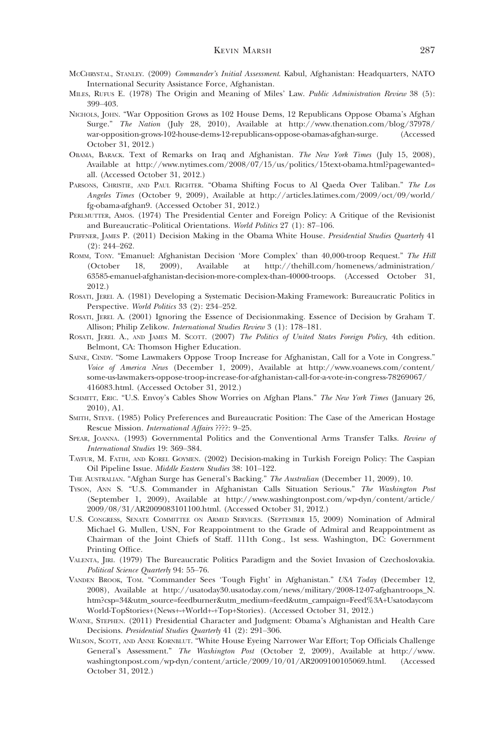McChrystal, Stanley. (2009) *Commander's Initial Assessment*. Kabul, Afghanistan: Headquarters, NATO International Security Assistance Force, Afghanistan.

Miles, Rufus E. (1978) The Origin and Meaning of Miles' Law. *Public Administration Review* 38 (5): 399–403.

Nichols, John. "War Opposition Grows as 102 House Dems, 12 Republicans Oppose Obama's Afghan Surge." *The Nation* (July 28, 2010), Available at http://www.thenation.com/blog/37978/war-opposition-grows-102-house-dems-12-republicans-oppose-obamas-afghan-surge. (Accessed October 31, 2012.)

Obama, Barack. Text of Remarks on Iraq and Afghanistan. *The New York Times* (July 15, 2008), Available at http://www.nytimes.com/2008/07/15/us/politics/15text-obama.html?pagewanted=all. (Accessed October 31, 2012.)

Parsons, Christie, and Paul Richter. "Obama Shifting Focus to Al Qaeda Over Taliban." *The Los Angeles Times* (October 9, 2009), Available at http://articles.latimes.com/2009/oct/09/world/fg-obama-afghan9. (Accessed October 31, 2012.)

Perlmutter, Amos. (1974) The Presidential Center and Foreign Policy: A Critique of the Revisionist and Bureaucratic–Political Orientations. *World Politics* 27 (1): 87–106.

Pfiffner, James P. (2011) Decision Making in the Obama White House. *Presidential Studies Quarterly* 41 (2): 244–262.

Romm, Tony. "Emanuel: Afghanistan Decision 'More Complex' than 40,000-troop Request." *The Hill* (October 18, 2009), Available at http://thehill.com/homenews/administration/63585-emanuel-afghanistan-decision-more-complex-than-40000-troops. (Accessed October 31, 2012.)

Rosati, Jerel A. (1981) Developing a Systematic Decision-Making Framework: Bureaucratic Politics in Perspective. *World Politics* 33 (2): 234–252.

Rosati, Jerel A. (2001) Ignoring the Essence of Decisionmaking. Essence of Decision by Graham T. Allison; Philip Zelikow. *International Studies Review* 3 (1): 178–181.

Rosati, Jerel A., and James M. Scott. (2007) *The Politics of United States Foreign Policy*, 4th edition. Belmont, CA: Thomson Higher Education.

Saine, Cindy. "Some Lawmakers Oppose Troop Increase for Afghanistan, Call for a Vote in Congress." *Voice of America News* (December 1, 2009), Available at http://www.voanews.com/content/some-us-lawmakers-oppose-troop-increase-for-afghanistan-call-for-a-vote-in-congress-78269067/416083.html. (Accessed October 31, 2012.)

Schmitt, Eric. "U.S. Envoy's Cables Show Worries on Afghan Plans." *The New York Times* (January 26, 2010), A1.

Smith, Steve. (1985) Policy Preferences and Bureaucratic Position: The Case of the American Hostage Rescue Mission. *International Affairs* ????: 9–25.

Spear, Joanna. (1993) Governmental Politics and the Conventional Arms Transfer Talks. *Review of International Studies* 19: 369–384.

Tayfur, M. Fatih, and Korel Goymen. (2002) Decision-making in Turkish Foreign Policy: The Caspian Oil Pipeline Issue. *Middle Eastern Studies* 38: 101–122.

The Australian. "Afghan Surge has General's Backing." *The Australian* (December 11, 2009), 10.

Tyson, Ann S. "U.S. Commander in Afghanistan Calls Situation Serious." *The Washington Post* (September 1, 2009), Available at http://www.washingtonpost.com/wp-dyn/content/article/2009/08/31/AR2009083101100.html. (Accessed October 31, 2012.)

U.S. Congress, Senate Committee on Armed Services. (September 15, 2009) Nomination of Admiral Michael G. Mullen, USN, For Reappointment to the Grade of Admiral and Reappointment as Chairman of the Joint Chiefs of Staff. 111th Cong., 1st sess. Washington, DC: Government Printing Office.

Valenta, Jiri. (1979) The Bureaucratic Politics Paradigm and the Soviet Invasion of Czechoslovakia. *Political Science Quarterly* 94: 55–76.

Vanden Brook, Tom. "Commander Sees 'Tough Fight' in Afghanistan." *USA Today* (December 12, 2008), Available at http://usatoday30.usatoday.com/news/military/2008-12-07-afghantroops_N.htm?csp=34&utm_source=feedburner&utm_medium=feed&utm_campaign=Feed%3A+Usatodaycom World-TopStories+(News+-+World+-+Top+Stories). (Accessed October 31, 2012.)

Wayne, Stephen. (2011) Presidential Character and Judgment: Obama's Afghanistan and Health Care Decisions. *Presidential Studies Quarterly* 41 (2): 291–306.

Wilson, Scott, and Anne Kornblut. "White House Eyeing Narrower War Effort; Top Officials Challenge General's Assessment." *The Washington Post* (October 2, 2009), Available at http://www.washingtonpost.com/wp-dyn/content/article/2009/10/01/AR2009100105069.html. (Accessed October 31, 2012.)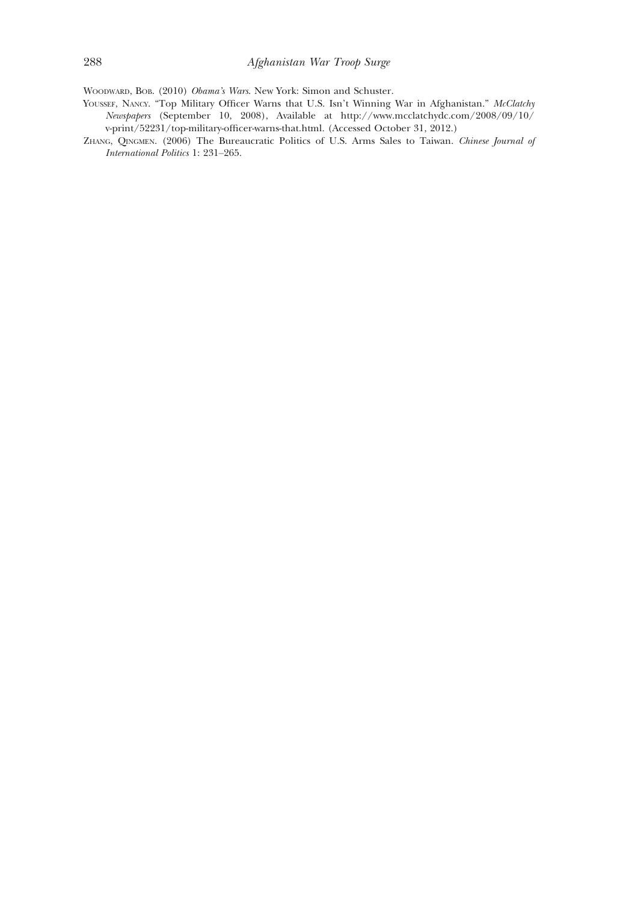Woodward, Bob. (2010) *Obama's Wars*. New York: Simon and Schuster.

Youssef, Nancy. "Top Military Officer Warns that U.S. Isn't Winning War in Afghanistan." *McClatchy Newspapers* (September 10, 2008), Available at http://www.mcclatchydc.com/2008/09/10/v-print/52231/top-military-officer-warns-that.html. (Accessed October 31, 2012.)

Zhang, Qingmen. (2006) The Bureaucratic Politics of U.S. Arms Sales to Taiwan. *Chinese Journal of International Politics* 1: 231–265.